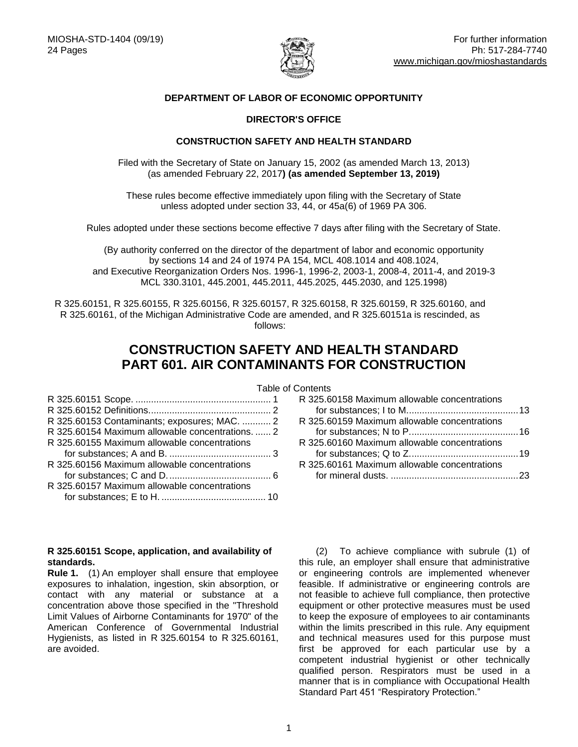MIOSHA-STD-1404 (09/19)
24 Pages

For further information
Ph: 517-284-7740
www.michigan.gov/mioshastandards

**DEPARTMENT OF LABOR OF ECONOMIC OPPORTUNITY**

**DIRECTOR'S OFFICE**

**CONSTRUCTION SAFETY AND HEALTH STANDARD**

Filed with the Secretary of State on January 15, 2002 (as amended March 13, 2013) (as amended February 22, 2017**) (as amended September 13, 2019)**

These rules become effective immediately upon filing with the Secretary of State unless adopted under section 33, 44, or 45a(6) of 1969 PA 306.

Rules adopted under these sections become effective 7 days after filing with the Secretary of State.

(By authority conferred on the director of the department of labor and economic opportunity by sections 14 and 24 of 1974 PA 154, MCL 408.1014 and 408.1024, and Executive Reorganization Orders Nos. 1996-1, 1996-2, 2003-1, 2008-4, 2011-4, and 2019-3 MCL 330.3101, 445.2001, 445.2011, 445.2025, 445.2030, and 125.1998)

R 325.60151, R 325.60155, R 325.60156, R 325.60157, R 325.60158, R 325.60159, R 325.60160, and R 325.60161, of the Michigan Administrative Code are amended, and R 325.60151a is rescinded, as follows:

# CONSTRUCTION SAFETY AND HEALTH STANDARD
# PART 601. AIR CONTAMINANTS FOR CONSTRUCTION

Table of Contents

R 325.60151 Scope. .... 1
R 325.60152 Definitions.... 2
R 325.60153 Contaminants; exposures; MAC. .... 2
R 325.60154 Maximum allowable concentrations. .... 2
R 325.60155 Maximum allowable concentrations for substances; A and B. .... 3
R 325.60156 Maximum allowable concentrations for substances; C and D. .... 6
R 325.60157 Maximum allowable concentrations for substances; E to H. .... 10
R 325.60158 Maximum allowable concentrations for substances; I to M.... 13
R 325.60159 Maximum allowable concentrations for substances; N to P.... 16
R 325.60160 Maximum allowable concentrations for substances; Q to Z.... 19
R 325.60161 Maximum allowable concentrations for mineral dusts. .... 23

**R 325.60151 Scope, application, and availability of standards.**

**Rule 1.** (1) An employer shall ensure that employee exposures to inhalation, ingestion, skin absorption, or contact with any material or substance at a concentration above those specified in the "Threshold Limit Values of Airborne Contaminants for 1970" of the American Conference of Governmental Industrial Hygienists, as listed in R 325.60154 to R 325.60161, are avoided.

(2) To achieve compliance with subrule (1) of this rule, an employer shall ensure that administrative or engineering controls are implemented whenever feasible. If administrative or engineering controls are not feasible to achieve full compliance, then protective equipment or other protective measures must be used to keep the exposure of employees to air contaminants within the limits prescribed in this rule. Any equipment and technical measures used for this purpose must first be approved for each particular use by a competent industrial hygienist or other technically qualified person. Respirators must be used in a manner that is in compliance with Occupational Health Standard Part 451 "Respiratory Protection."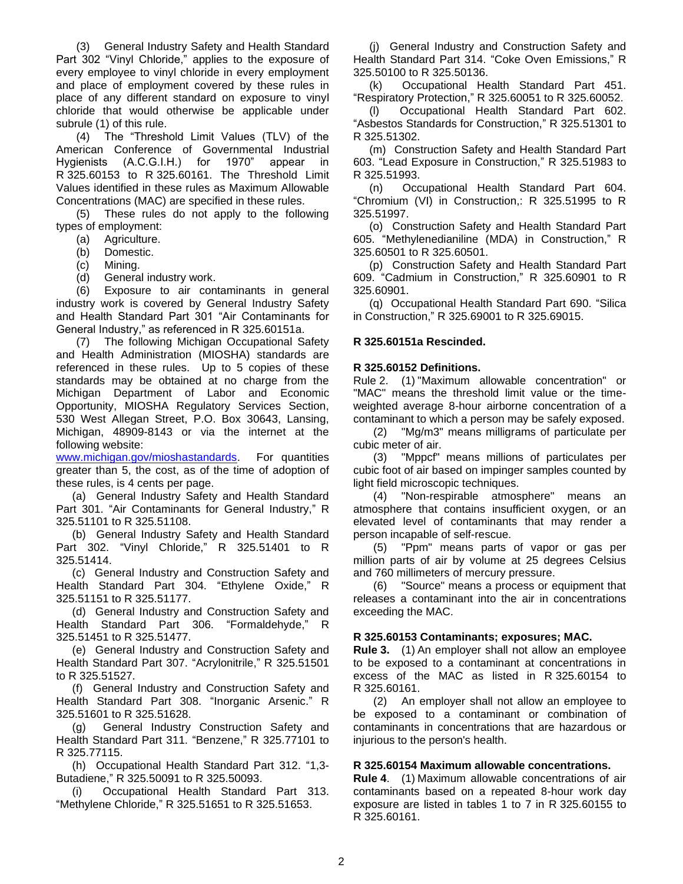(3) General Industry Safety and Health Standard Part 302 "Vinyl Chloride," applies to the exposure of every employee to vinyl chloride in every employment and place of employment covered by these rules in place of any different standard on exposure to vinyl chloride that would otherwise be applicable under subrule (1) of this rule.

(4) The "Threshold Limit Values (TLV) of the American Conference of Governmental Industrial Hygienists (A.C.G.I.H.) for 1970" appear in R 325.60153 to R 325.60161. The Threshold Limit Values identified in these rules as Maximum Allowable Concentrations (MAC) are specified in these rules.

(5) These rules do not apply to the following types of employment:

(a) Agriculture.
(b) Domestic.
(c) Mining.
(d) General industry work.

(6) Exposure to air contaminants in general industry work is covered by General Industry Safety and Health Standard Part 301 "Air Contaminants for General Industry," as referenced in R 325.60151a.

(7) The following Michigan Occupational Safety and Health Administration (MIOSHA) standards are referenced in these rules. Up to 5 copies of these standards may be obtained at no charge from the Michigan Department of Labor and Economic Opportunity, MIOSHA Regulatory Services Section, 530 West Allegan Street, P.O. Box 30643, Lansing, Michigan, 48909-8143 or via the internet at the following website: www.michigan.gov/mioshastandards. For quantities greater than 5, the cost, as of the time of adoption of these rules, is 4 cents per page.

(a) General Industry Safety and Health Standard Part 301. "Air Contaminants for General Industry," R 325.51101 to R 325.51108.

(b) General Industry Safety and Health Standard Part 302. "Vinyl Chloride," R 325.51401 to R 325.51414.

(c) General Industry and Construction Safety and Health Standard Part 304. "Ethylene Oxide," R 325.51151 to R 325.51177.

(d) General Industry and Construction Safety and Health Standard Part 306. "Formaldehyde," R 325.51451 to R 325.51477.

(e) General Industry and Construction Safety and Health Standard Part 307. "Acrylonitrile," R 325.51501 to R 325.51527.

(f) General Industry and Construction Safety and Health Standard Part 308. "Inorganic Arsenic." R 325.51601 to R 325.51628.

(g) General Industry Construction Safety and Health Standard Part 311. "Benzene," R 325.77101 to R 325.77115.

(h) Occupational Health Standard Part 312. "1,3-Butadiene," R 325.50091 to R 325.50093.

(i) Occupational Health Standard Part 313. "Methylene Chloride," R 325.51651 to R 325.51653.

(j) General Industry and Construction Safety and Health Standard Part 314. "Coke Oven Emissions," R 325.50100 to R 325.50136.

(k) Occupational Health Standard Part 451. "Respiratory Protection," R 325.60051 to R 325.60052.

(l) Occupational Health Standard Part 602. "Asbestos Standards for Construction," R 325.51301 to R 325.51302.

(m) Construction Safety and Health Standard Part 603. "Lead Exposure in Construction," R 325.51983 to R 325.51993.

(n) Occupational Health Standard Part 604. "Chromium (VI) in Construction,: R 325.51995 to R 325.51997.

(o) Construction Safety and Health Standard Part 605. "Methylenedianiline (MDA) in Construction," R 325.60501 to R 325.60501.

(p) Construction Safety and Health Standard Part 609. "Cadmium in Construction," R 325.60901 to R 325.60901.

(q) Occupational Health Standard Part 690. "Silica in Construction," R 325.69001 to R 325.69015.

**R 325.60151a Rescinded.**

**R 325.60152 Definitions.**

Rule 2. (1) "Maximum allowable concentration" or "MAC" means the threshold limit value or the time-weighted average 8-hour airborne concentration of a contaminant to which a person may be safely exposed.

(2) "Mg/m3" means milligrams of particulate per cubic meter of air.

(3) "Mppcf" means millions of particulates per cubic foot of air based on impinger samples counted by light field microscopic techniques.

(4) "Non-respirable atmosphere" means an atmosphere that contains insufficient oxygen, or an elevated level of contaminants that may render a person incapable of self-rescue.

(5) "Ppm" means parts of vapor or gas per million parts of air by volume at 25 degrees Celsius and 760 millimeters of mercury pressure.

(6) "Source" means a process or equipment that releases a contaminant into the air in concentrations exceeding the MAC.

**R 325.60153 Contaminants; exposures; MAC.**

**Rule 3.** (1) An employer shall not allow an employee to be exposed to a contaminant at concentrations in excess of the MAC as listed in R 325.60154 to R 325.60161.

(2) An employer shall not allow an employee to be exposed to a contaminant or combination of contaminants in concentrations that are hazardous or injurious to the person's health.

**R 325.60154 Maximum allowable concentrations.**

**Rule 4**. (1) Maximum allowable concentrations of air contaminants based on a repeated 8-hour work day exposure are listed in tables 1 to 7 in R 325.60155 to R 325.60161.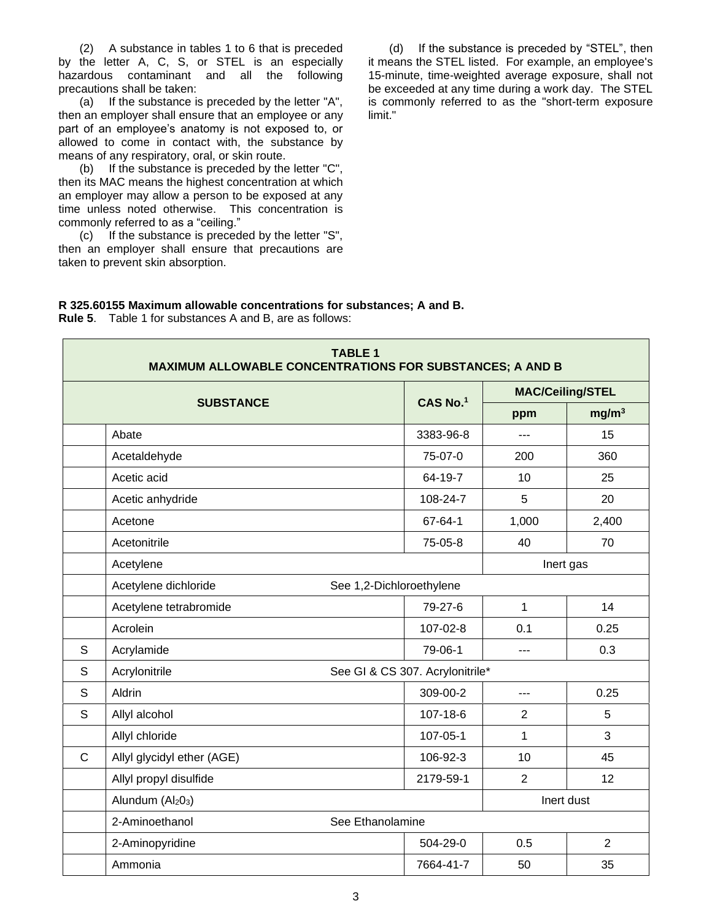(2) A substance in tables 1 to 6 that is preceded by the letter A, C, S, or STEL is an especially hazardous contaminant and all the following precautions shall be taken:

(a) If the substance is preceded by the letter "A", then an employer shall ensure that an employee or any part of an employee's anatomy is not exposed to, or allowed to come in contact with, the substance by means of any respiratory, oral, or skin route.

(b) If the substance is preceded by the letter "C", then its MAC means the highest concentration at which an employer may allow a person to be exposed at any time unless noted otherwise. This concentration is commonly referred to as a "ceiling."

(c) If the substance is preceded by the letter "S", then an employer shall ensure that precautions are taken to prevent skin absorption.

(d) If the substance is preceded by "STEL", then it means the STEL listed. For example, an employee's 15-minute, time-weighted average exposure, shall not be exceeded at any time during a work day. The STEL is commonly referred to as the "short-term exposure limit."

**R 325.60155 Maximum allowable concentrations for substances; A and B.**

**Rule 5**. Table 1 for substances A and B, are as follows:

| TABLE 1 MAXIMUM ALLOWABLE CONCENTRATIONS FOR SUBSTANCES; A AND B | | | | |
|---|---|---|---|---|
| | SUBSTANCE | CAS No.[1] | MAC/Ceiling/STEL | |
| | | | ppm | mg/m³ |
| | Abate | 3383-96-8 | --- | 15 |
| | Acetaldehyde | 75-07-0 | 200 | 360 |
| | Acetic acid | 64-19-7 | 10 | 25 |
| | Acetic anhydride | 108-24-7 | 5 | 20 |
| | Acetone | 67-64-1 | 1,000 | 2,400 |
| | Acetonitrile | 75-05-8 | 40 | 70 |
| | Acetylene | | Inert gas | |
| | Acetylene dichloride | See 1,2-Dichloroethylene | | |
| | Acetylene tetrabromide | 79-27-6 | 1 | 14 |
| | Acrolein | 107-02-8 | 0.1 | 0.25 |
| S | Acrylamide | 79-06-1 | --- | 0.3 |
| S | Acrylonitrile | See GI & CS 307. Acrylonitrile* | | |
| S | Aldrin | 309-00-2 | --- | 0.25 |
| S | Allyl alcohol | 107-18-6 | 2 | 5 |
| | Allyl chloride | 107-05-1 | 1 | 3 |
| C | Allyl glycidyl ether (AGE) | 106-92-3 | 10 | 45 |
| | Allyl propyl disulfide | 2179-59-1 | 2 | 12 |
| | Alundum ($Al_2O_3$) | | Inert dust | |
| | 2-Aminoethanol | See Ethanolamine | | |
| | 2-Aminopyridine | 504-29-0 | 0.5 | 2 |
| | Ammonia | 7664-41-7 | 50 | 35 |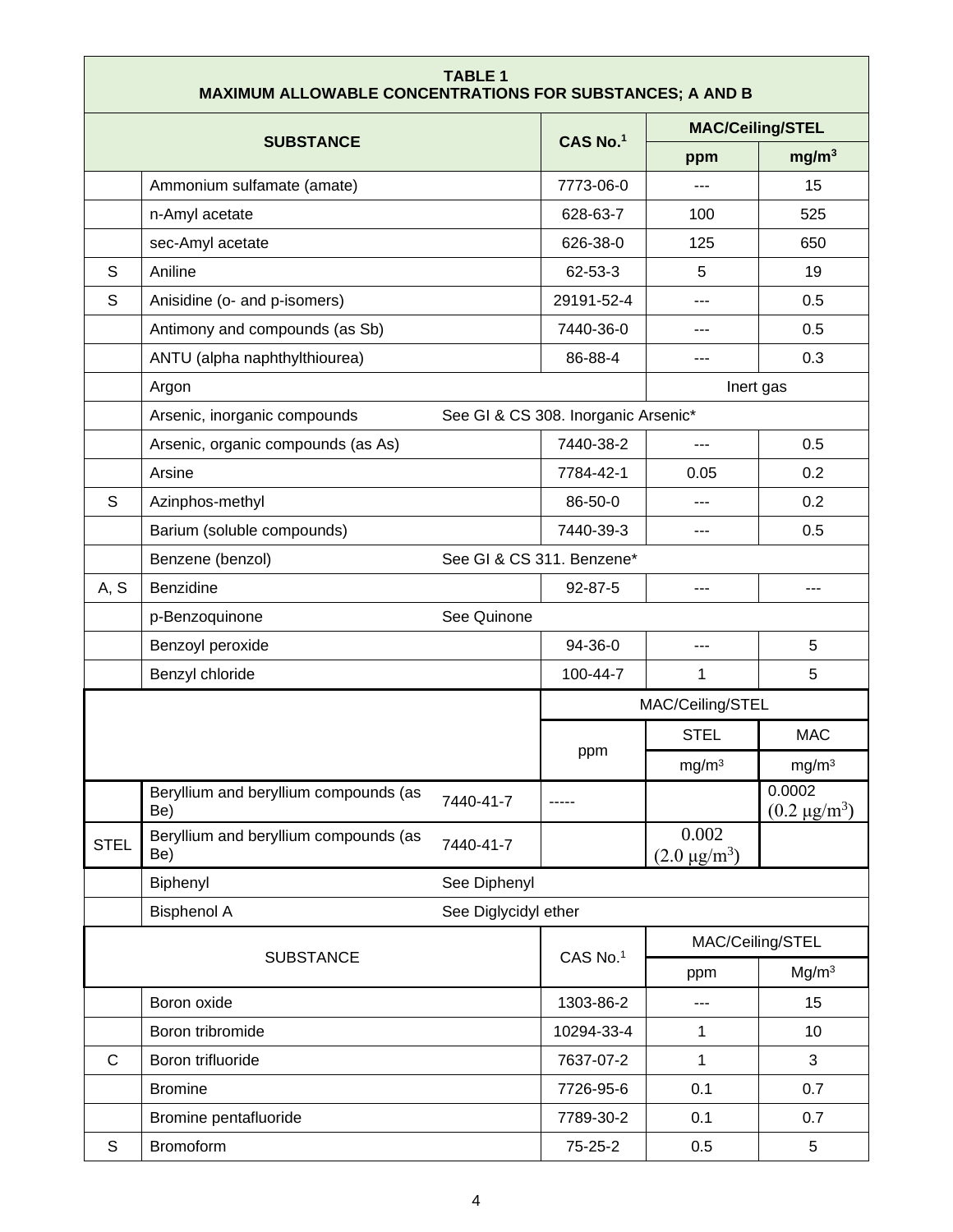| TABLE 1<br>MAXIMUM ALLOWABLE CONCENTRATIONS FOR SUBSTANCES; A AND B | | | | |
|---|---|---|---|---|
| SUBSTANCE | | CAS No.[1] | MAC/Ceiling/STEL | |
| | | | ppm | $mg/m^3$ |
| | Ammonium sulfamate (amate) | 7773-06-0 | --- | 15 |
| | n-Amyl acetate | 628-63-7 | 100 | 525 |
| | sec-Amyl acetate | 626-38-0 | 125 | 650 |
| S | Aniline | 62-53-3 | 5 | 19 |
| S | Anisidine (o- and p-isomers) | 29191-52-4 | --- | 0.5 |
| | Antimony and compounds (as Sb) | 7440-36-0 | --- | 0.5 |
| | ANTU (alpha naphthylthiourea) | 86-88-4 | --- | 0.3 |
| | Argon | | Inert gas | |
| | Arsenic, inorganic compounds | See GI & CS 308. Inorganic Arsenic* | | |
| | Arsenic, organic compounds (as As) | 7440-38-2 | --- | 0.5 |
| | Arsine | 7784-42-1 | 0.05 | 0.2 |
| S | Azinphos-methyl | 86-50-0 | --- | 0.2 |
| | Barium (soluble compounds) | 7440-39-3 | --- | 0.5 |
| | Benzene (benzol) | See GI & CS 311. Benzene* | | |
| A, S | Benzidine | 92-87-5 | --- | --- |
| | p-Benzoquinone | See Quinone | | |
| | Benzoyl peroxide | 94-36-0 | --- | 5 |
| | Benzyl chloride | 100-44-7 | 1 | 5 |

| | | | MAC/Ceiling/STEL | | |
|---|---|---|---|---|---|
| | | | ppm | STEL | MAC |
| | | | | $mg/m^3$ | $mg/m^3$ |
| | Beryllium and beryllium compounds (as Be) | 7440-41-7 | ----- | | 0.0002 (0.2 $\mu g/m^3$) |
| STEL | Beryllium and beryllium compounds (as Be) | 7440-41-7 | | 0.002 (2.0 $\mu g/m^3$) | |
| | Biphenyl | See Diphenyl | | | |
| | Bisphenol A | See Diglycidyl ether | | | |

| SUBSTANCE | | CAS No.[1] | MAC/Ceiling/STEL | |
|---|---|---|---|---|
| | | | ppm | $Mg/m^3$ |
| | Boron oxide | 1303-86-2 | --- | 15 |
| | Boron tribromide | 10294-33-4 | 1 | 10 |
| C | Boron trifluoride | 7637-07-2 | 1 | 3 |
| | Bromine | 7726-95-6 | 0.1 | 0.7 |
| | Bromine pentafluoride | 7789-30-2 | 0.1 | 0.7 |
| S | Bromoform | 75-25-2 | 0.5 | 5 |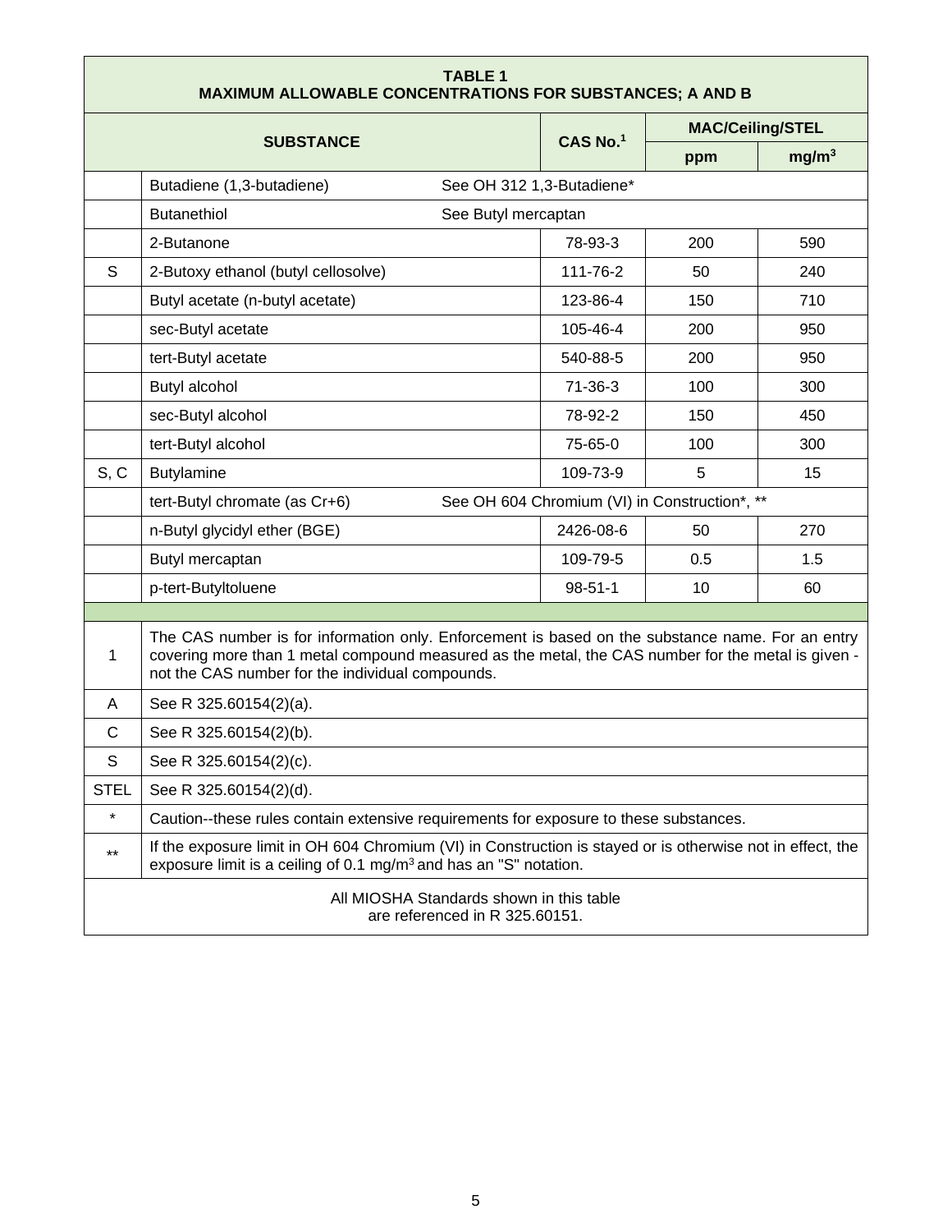**TABLE 1**
**MAXIMUM ALLOWABLE CONCENTRATIONS FOR SUBSTANCES; A AND B**

| | SUBSTANCE | CAS No.[1] | MAC/Ceiling/STEL | |
|---|---|---|---|---|
| | | | ppm | mg/m$^3$ |
| | Butadiene (1,3-butadiene) — See OH 312 1,3-Butadiene* | | | |
| | Butanethiol — See Butyl mercaptan | | | |
| | 2-Butanone | 78-93-3 | 200 | 590 |
| S | 2-Butoxy ethanol (butyl cellosolve) | 111-76-2 | 50 | 240 |
| | Butyl acetate (n-butyl acetate) | 123-86-4 | 150 | 710 |
| | sec-Butyl acetate | 105-46-4 | 200 | 950 |
| | tert-Butyl acetate | 540-88-5 | 200 | 950 |
| | Butyl alcohol | 71-36-3 | 100 | 300 |
| | sec-Butyl alcohol | 78-92-2 | 150 | 450 |
| | tert-Butyl alcohol | 75-65-0 | 100 | 300 |
| S, C | Butylamine | 109-73-9 | 5 | 15 |
| | tert-Butyl chromate (as Cr+6) — See OH 604 Chromium (VI) in Construction*, ** | | | |
| | n-Butyl glycidyl ether (BGE) | 2426-08-6 | 50 | 270 |
| | Butyl mercaptan | 109-79-5 | 0.5 | 1.5 |
| | p-tert-Butyltoluene | 98-51-1 | 10 | 60 |

| | |
|---|---|
| 1 | The CAS number is for information only. Enforcement is based on the substance name. For an entry covering more than 1 metal compound measured as the metal, the CAS number for the metal is given - not the CAS number for the individual compounds. |
| A | See R 325.60154(2)(a). |
| C | See R 325.60154(2)(b). |
| S | See R 325.60154(2)(c). |
| STEL | See R 325.60154(2)(d). |
| * | Caution--these rules contain extensive requirements for exposure to these substances. |
| ** | If the exposure limit in OH 604 Chromium (VI) in Construction is stayed or is otherwise not in effect, the exposure limit is a ceiling of 0.1 mg/m$^3$ and has an "S" notation. |

All MIOSHA Standards shown in this table are referenced in R 325.60151.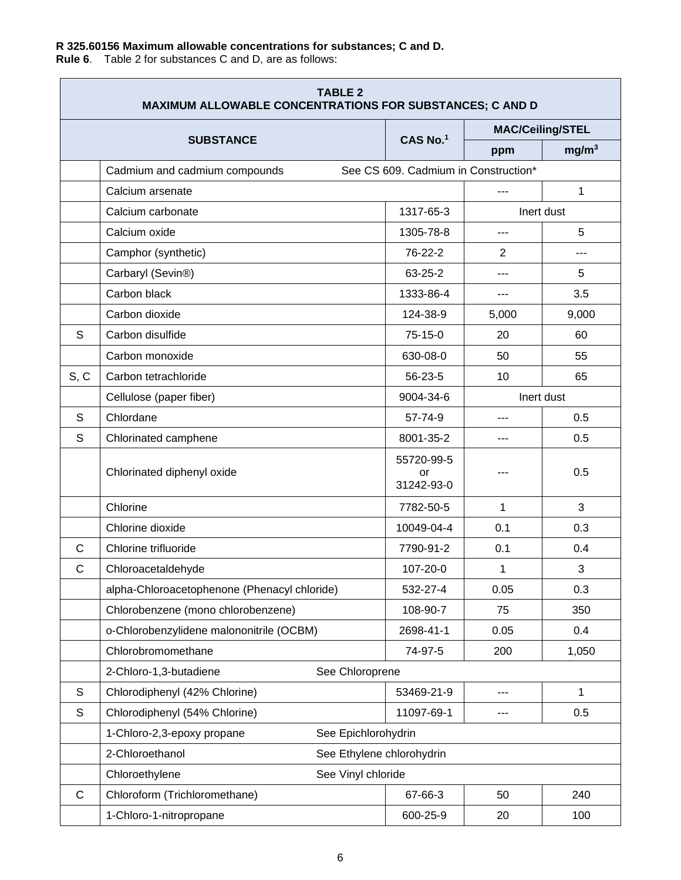**R 325.60156 Maximum allowable concentrations for substances; C and D.**
**Rule 6**. Table 2 for substances C and D, are as follows:

| TABLE 2 MAXIMUM ALLOWABLE CONCENTRATIONS FOR SUBSTANCES; C AND D | | | | |
|---|---|---|---|---|
| SUBSTANCE | | CAS No.[1] | MAC/Ceiling/STEL | |
| | | | ppm | mg/m³ |
| | Cadmium and cadmium compounds See CS 609. Cadmium in Construction* | | | |
| | Calcium arsenate | | --- | 1 |
| | Calcium carbonate | 1317-65-3 | Inert dust | |
| | Calcium oxide | 1305-78-8 | --- | 5 |
| | Camphor (synthetic) | 76-22-2 | 2 | --- |
| | Carbaryl (Sevin®) | 63-25-2 | --- | 5 |
| | Carbon black | 1333-86-4 | --- | 3.5 |
| | Carbon dioxide | 124-38-9 | 5,000 | 9,000 |
| S | Carbon disulfide | 75-15-0 | 20 | 60 |
| | Carbon monoxide | 630-08-0 | 50 | 55 |
| S, C | Carbon tetrachloride | 56-23-5 | 10 | 65 |
| | Cellulose (paper fiber) | 9004-34-6 | Inert dust | |
| S | Chlordane | 57-74-9 | --- | 0.5 |
| S | Chlorinated camphene | 8001-35-2 | --- | 0.5 |
| | Chlorinated diphenyl oxide | 55720-99-5 or 31242-93-0 | --- | 0.5 |
| | Chlorine | 7782-50-5 | 1 | 3 |
| | Chlorine dioxide | 10049-04-4 | 0.1 | 0.3 |
| C | Chlorine trifluoride | 7790-91-2 | 0.1 | 0.4 |
| C | Chloroacetaldehyde | 107-20-0 | 1 | 3 |
| | alpha-Chloroacetophenone (Phenacyl chloride) | 532-27-4 | 0.05 | 0.3 |
| | Chlorobenzene (mono chlorobenzene) | 108-90-7 | 75 | 350 |
| | o-Chlorobenzylidene malononitrile (OCBM) | 2698-41-1 | 0.05 | 0.4 |
| | Chlorobromomethane | 74-97-5 | 200 | 1,050 |
| | 2-Chloro-1,3-butadiene See Chloroprene | | | |
| S | Chlorodiphenyl (42% Chlorine) | 53469-21-9 | --- | 1 |
| S | Chlorodiphenyl (54% Chlorine) | 11097-69-1 | --- | 0.5 |
| | 1-Chloro-2,3-epoxy propane See Epichlorohydrin | | | |
| | 2-Chloroethanol See Ethylene chlorohydrin | | | |
| | Chloroethylene See Vinyl chloride | | | |
| C | Chloroform (Trichloromethane) | 67-66-3 | 50 | 240 |
| | 1-Chloro-1-nitropropane | 600-25-9 | 20 | 100 |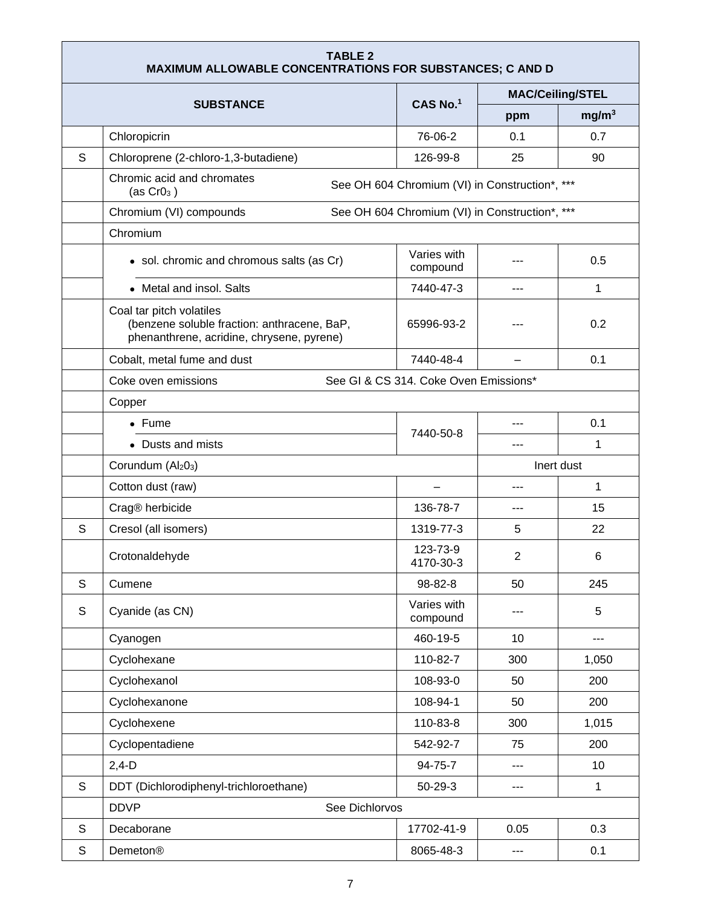| TABLE 2<br>MAXIMUM ALLOWABLE CONCENTRATIONS FOR SUBSTANCES; C AND D | | | | |
|---|---|---|---|---|
| SUBSTANCE | | CAS No.[1] | MAC/Ceiling/STEL | |
| | | | ppm | mg/m$^3$ |
| | Chloropicrin | 76-06-2 | 0.1 | 0.7 |
| S | Chloroprene (2-chloro-1,3-butadiene) | 126-99-8 | 25 | 90 |
| | Chromic acid and chromates (as $CrO_3$) | See OH 604 Chromium (VI) in Construction*, *** | | |
| | Chromium (VI) compounds | See OH 604 Chromium (VI) in Construction*, *** | | |
| | Chromium | | | |
| | • sol. chromic and chromous salts (as Cr) | Varies with compound | --- | 0.5 |
| | • Metal and insol. Salts | 7440-47-3 | --- | 1 |
| | Coal tar pitch volatiles (benzene soluble fraction: anthracene, BaP, phenanthrene, acridine, chrysene, pyrene) | 65996-93-2 | --- | 0.2 |
| | Cobalt, metal fume and dust | 7440-48-4 | – | 0.1 |
| | Coke oven emissions | See GI & CS 314. Coke Oven Emissions* | | |
| | Copper | | | |
| | • Fume | 7440-50-8 | --- | 0.1 |
| | • Dusts and mists | | --- | 1 |
| | Corundum ($Al_2O_3$) | | Inert dust | |
| | Cotton dust (raw) | – | --- | 1 |
| | Crag® herbicide | 136-78-7 | --- | 15 |
| S | Cresol (all isomers) | 1319-77-3 | 5 | 22 |
| | Crotonaldehyde | 123-73-9<br>4170-30-3 | 2 | 6 |
| S | Cumene | 98-82-8 | 50 | 245 |
| S | Cyanide (as CN) | Varies with compound | --- | 5 |
| | Cyanogen | 460-19-5 | 10 | --- |
| | Cyclohexane | 110-82-7 | 300 | 1,050 |
| | Cyclohexanol | 108-93-0 | 50 | 200 |
| | Cyclohexanone | 108-94-1 | 50 | 200 |
| | Cyclohexene | 110-83-8 | 300 | 1,015 |
| | Cyclopentadiene | 542-92-7 | 75 | 200 |
| | 2,4-D | 94-75-7 | --- | 10 |
| S | DDT (Dichlorodiphenyl-trichloroethane) | 50-29-3 | --- | 1 |
| | DDVP | See Dichlorvos | | |
| S | Decaborane | 17702-41-9 | 0.05 | 0.3 |
| S | Demeton® | 8065-48-3 | --- | 0.1 |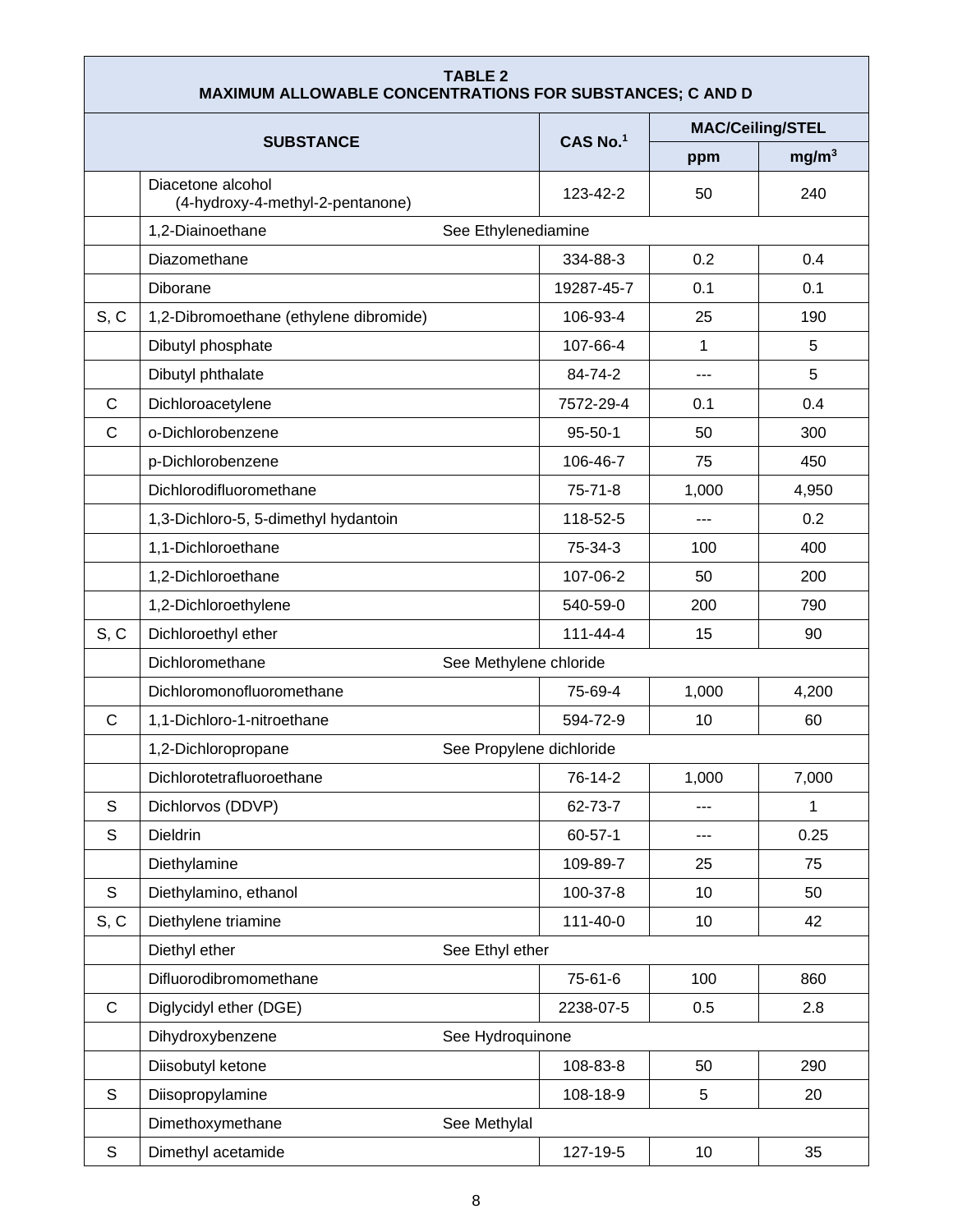| TABLE 2<br>MAXIMUM ALLOWABLE CONCENTRATIONS FOR SUBSTANCES; C AND D | | | | |
|---|---|---|---|---|
| SUBSTANCE | | CAS No.[1] | MAC/Ceiling/STEL | |
| | | | ppm | $mg/m^3$ |
| | Diacetone alcohol (4-hydroxy-4-methyl-2-pentanone) | 123-42-2 | 50 | 240 |
| | 1,2-Diainoethane See Ethylenediamine | | | |
| | Diazomethane | 334-88-3 | 0.2 | 0.4 |
| | Diborane | 19287-45-7 | 0.1 | 0.1 |
| S, C | 1,2-Dibromoethane (ethylene dibromide) | 106-93-4 | 25 | 190 |
| | Dibutyl phosphate | 107-66-4 | 1 | 5 |
| | Dibutyl phthalate | 84-74-2 | --- | 5 |
| C | Dichloroacetylene | 7572-29-4 | 0.1 | 0.4 |
| C | o-Dichlorobenzene | 95-50-1 | 50 | 300 |
| | p-Dichlorobenzene | 106-46-7 | 75 | 450 |
| | Dichlorodifluoromethane | 75-71-8 | 1,000 | 4,950 |
| | 1,3-Dichloro-5, 5-dimethyl hydantoin | 118-52-5 | --- | 0.2 |
| | 1,1-Dichloroethane | 75-34-3 | 100 | 400 |
| | 1,2-Dichloroethane | 107-06-2 | 50 | 200 |
| | 1,2-Dichloroethylene | 540-59-0 | 200 | 790 |
| S, C | Dichloroethyl ether | 111-44-4 | 15 | 90 |
| | Dichloromethane See Methylene chloride | | | |
| | Dichloromonofluoromethane | 75-69-4 | 1,000 | 4,200 |
| C | 1,1-Dichloro-1-nitroethane | 594-72-9 | 10 | 60 |
| | 1,2-Dichloropropane See Propylene dichloride | | | |
| | Dichlorotetrafluoroethane | 76-14-2 | 1,000 | 7,000 |
| S | Dichlorvos (DDVP) | 62-73-7 | --- | 1 |
| S | Dieldrin | 60-57-1 | --- | 0.25 |
| | Diethylamine | 109-89-7 | 25 | 75 |
| S | Diethylamino, ethanol | 100-37-8 | 10 | 50 |
| S, C | Diethylene triamine | 111-40-0 | 10 | 42 |
| | Diethyl ether See Ethyl ether | | | |
| | Difluorodibromomethane | 75-61-6 | 100 | 860 |
| C | Diglycidyl ether (DGE) | 2238-07-5 | 0.5 | 2.8 |
| | Dihydroxybenzene See Hydroquinone | | | |
| | Diisobutyl ketone | 108-83-8 | 50 | 290 |
| S | Diisopropylamine | 108-18-9 | 5 | 20 |
| | Dimethoxymethane See Methylal | | | |
| S | Dimethyl acetamide | 127-19-5 | 10 | 35 |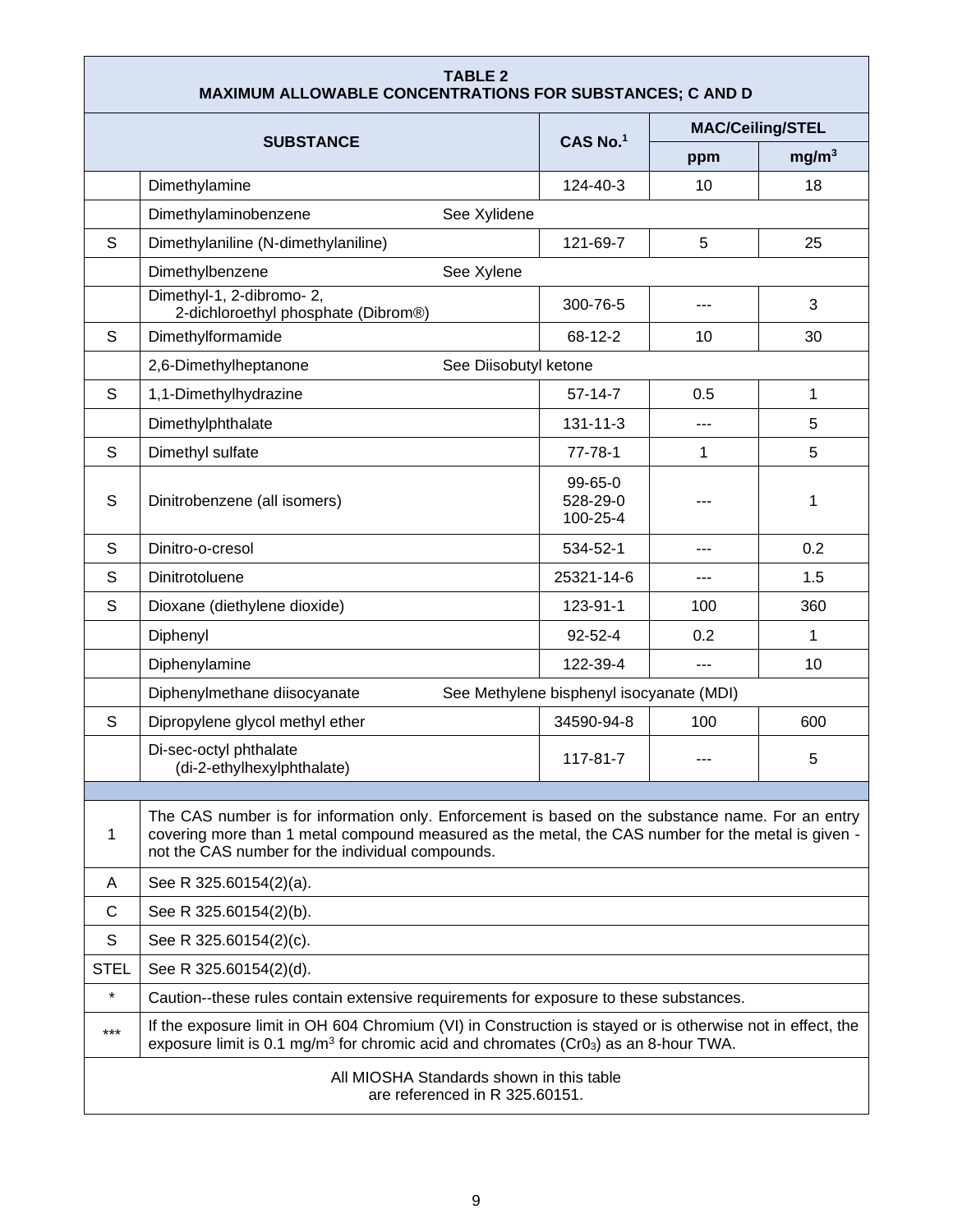| TABLE 2<br>MAXIMUM ALLOWABLE CONCENTRATIONS FOR SUBSTANCES; C AND D | | | | |
|---|---|---|---|---|
| | SUBSTANCE | CAS No.[1] | MAC/Ceiling/STEL | |
| | | | ppm | mg/m³ |
| | Dimethylamine | 124-40-3 | 10 | 18 |
| | Dimethylaminobenzene See Xylidene | | | |
| S | Dimethylaniline (N-dimethylaniline) | 121-69-7 | 5 | 25 |
| | Dimethylbenzene See Xylene | | | |
| | Dimethyl-1, 2-dibromo- 2, 2-dichloroethyl phosphate (Dibrom®) | 300-76-5 | --- | 3 |
| S | Dimethylformamide | 68-12-2 | 10 | 30 |
| | 2,6-Dimethylheptanone See Diisobutyl ketone | | | |
| S | 1,1-Dimethylhydrazine | 57-14-7 | 0.5 | 1 |
| | Dimethylphthalate | 131-11-3 | --- | 5 |
| S | Dimethyl sulfate | 77-78-1 | 1 | 5 |
| S | Dinitrobenzene (all isomers) | 99-65-0<br>528-29-0<br>100-25-4 | --- | 1 |
| S | Dinitro-o-cresol | 534-52-1 | --- | 0.2 |
| S | Dinitrotoluene | 25321-14-6 | --- | 1.5 |
| S | Dioxane (diethylene dioxide) | 123-91-1 | 100 | 360 |
| | Diphenyl | 92-52-4 | 0.2 | 1 |
| | Diphenylamine | 122-39-4 | --- | 10 |
| | Diphenylmethane diisocyanate See Methylene bisphenyl isocyanate (MDI) | | | |
| S | Dipropylene glycol methyl ether | 34590-94-8 | 100 | 600 |
| | Di-sec-octyl phthalate (di-2-ethylhexylphthalate) | 117-81-7 | --- | 5 |
| | | | | |
| 1 | The CAS number is for information only. Enforcement is based on the substance name. For an entry covering more than 1 metal compound measured as the metal, the CAS number for the metal is given - not the CAS number for the individual compounds. | | | |
| A | See R 325.60154(2)(a). | | | |
| C | See R 325.60154(2)(b). | | | |
| S | See R 325.60154(2)(c). | | | |
| STEL | See R 325.60154(2)(d). | | | |
| * | Caution--these rules contain extensive requirements for exposure to these substances. | | | |
| *** | If the exposure limit in OH 604 Chromium (VI) in Construction is stayed or is otherwise not in effect, the exposure limit is 0.1 mg/m³ for chromic acid and chromates ($CrO_3$) as an 8-hour TWA. | | | |
| All MIOSHA Standards shown in this table are referenced in R 325.60151. | | | | |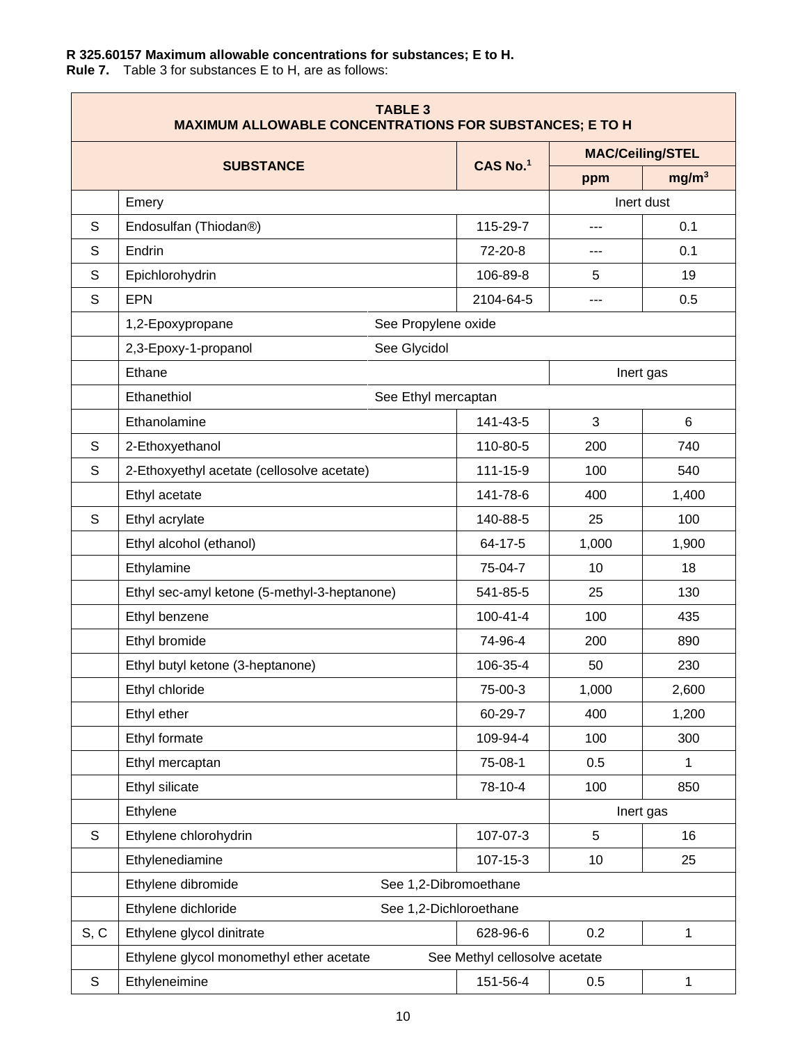**R 325.60157 Maximum allowable concentrations for substances; E to H.**
**Rule 7.** Table 3 for substances E to H, are as follows:

| TABLE 3<br>MAXIMUM ALLOWABLE CONCENTRATIONS FOR SUBSTANCES; E TO H | | | | |
|---|---|---|---|---|
| SUBSTANCE | | CAS No.[1] | MAC/Ceiling/STEL | |
| | | | ppm | $mg/m^3$ |
| | Emery | | Inert dust | |
| S | Endosulfan (Thiodan®) | 115-29-7 | --- | 0.1 |
| S | Endrin | 72-20-8 | --- | 0.1 |
| S | Epichlorohydrin | 106-89-8 | 5 | 19 |
| S | EPN | 2104-64-5 | --- | 0.5 |
| | 1,2-Epoxypropane | See Propylene oxide | | |
| | 2,3-Epoxy-1-propanol | See Glycidol | | |
| | Ethane | | Inert gas | |
| | Ethanethiol | See Ethyl mercaptan | | |
| | Ethanolamine | 141-43-5 | 3 | 6 |
| S | 2-Ethoxyethanol | 110-80-5 | 200 | 740 |
| S | 2-Ethoxyethyl acetate (cellosolve acetate) | 111-15-9 | 100 | 540 |
| | Ethyl acetate | 141-78-6 | 400 | 1,400 |
| S | Ethyl acrylate | 140-88-5 | 25 | 100 |
| | Ethyl alcohol (ethanol) | 64-17-5 | 1,000 | 1,900 |
| | Ethylamine | 75-04-7 | 10 | 18 |
| | Ethyl sec-amyl ketone (5-methyl-3-heptanone) | 541-85-5 | 25 | 130 |
| | Ethyl benzene | 100-41-4 | 100 | 435 |
| | Ethyl bromide | 74-96-4 | 200 | 890 |
| | Ethyl butyl ketone (3-heptanone) | 106-35-4 | 50 | 230 |
| | Ethyl chloride | 75-00-3 | 1,000 | 2,600 |
| | Ethyl ether | 60-29-7 | 400 | 1,200 |
| | Ethyl formate | 109-94-4 | 100 | 300 |
| | Ethyl mercaptan | 75-08-1 | 0.5 | 1 |
| | Ethyl silicate | 78-10-4 | 100 | 850 |
| | Ethylene | | Inert gas | |
| S | Ethylene chlorohydrin | 107-07-3 | 5 | 16 |
| | Ethylenediamine | 107-15-3 | 10 | 25 |
| | Ethylene dibromide | See 1,2-Dibromoethane | | |
| | Ethylene dichloride | See 1,2-Dichloroethane | | |
| S, C | Ethylene glycol dinitrate | 628-96-6 | 0.2 | 1 |
| | Ethylene glycol monomethyl ether acetate | See Methyl cellosolve acetate | | |
| S | Ethyleneimine | 151-56-4 | 0.5 | 1 |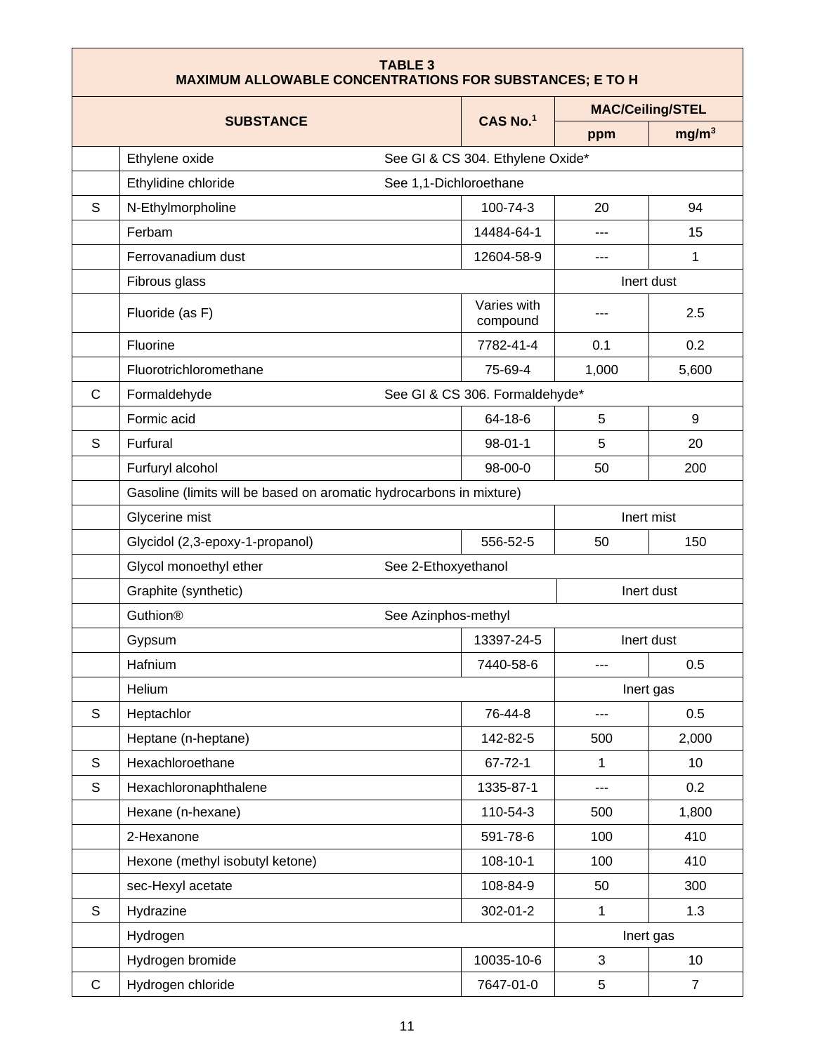| | TABLE 3<br>MAXIMUM ALLOWABLE CONCENTRATIONS FOR SUBSTANCES; E TO H | | | |
|---|---|---|---|---|
| | SUBSTANCE | CAS No.[1] | MAC/Ceiling/STEL | |
| | | | ppm | mg/m³ |
| | Ethylene oxide | See GI & CS 304. Ethylene Oxide* | | |
| | Ethylidine chloride | See 1,1-Dichloroethane | | |
| S | N-Ethylmorpholine | 100-74-3 | 20 | 94 |
| | Ferbam | 14484-64-1 | --- | 15 |
| | Ferrovanadium dust | 12604-58-9 | --- | 1 |
| | Fibrous glass | | Inert dust | |
| | Fluoride (as F) | Varies with compound | --- | 2.5 |
| | Fluorine | 7782-41-4 | 0.1 | 0.2 |
| | Fluorotrichloromethane | 75-69-4 | 1,000 | 5,600 |
| C | Formaldehyde | See GI & CS 306. Formaldehyde* | | |
| | Formic acid | 64-18-6 | 5 | 9 |
| S | Furfural | 98-01-1 | 5 | 20 |
| | Furfuryl alcohol | 98-00-0 | 50 | 200 |
| | Gasoline (limits will be based on aromatic hydrocarbons in mixture) | | | |
| | Glycerine mist | | Inert mist | |
| | Glycidol (2,3-epoxy-1-propanol) | 556-52-5 | 50 | 150 |
| | Glycol monoethyl ether | See 2-Ethoxyethanol | | |
| | Graphite (synthetic) | | Inert dust | |
| | Guthion® | See Azinphos-methyl | | |
| | Gypsum | 13397-24-5 | Inert dust | |
| | Hafnium | 7440-58-6 | --- | 0.5 |
| | Helium | | Inert gas | |
| S | Heptachlor | 76-44-8 | --- | 0.5 |
| | Heptane (n-heptane) | 142-82-5 | 500 | 2,000 |
| S | Hexachloroethane | 67-72-1 | 1 | 10 |
| S | Hexachloronaphthalene | 1335-87-1 | --- | 0.2 |
| | Hexane (n-hexane) | 110-54-3 | 500 | 1,800 |
| | 2-Hexanone | 591-78-6 | 100 | 410 |
| | Hexone (methyl isobutyl ketone) | 108-10-1 | 100 | 410 |
| | sec-Hexyl acetate | 108-84-9 | 50 | 300 |
| S | Hydrazine | 302-01-2 | 1 | 1.3 |
| | Hydrogen | | Inert gas | |
| | Hydrogen bromide | 10035-10-6 | 3 | 10 |
| C | Hydrogen chloride | 7647-01-0 | 5 | 7 |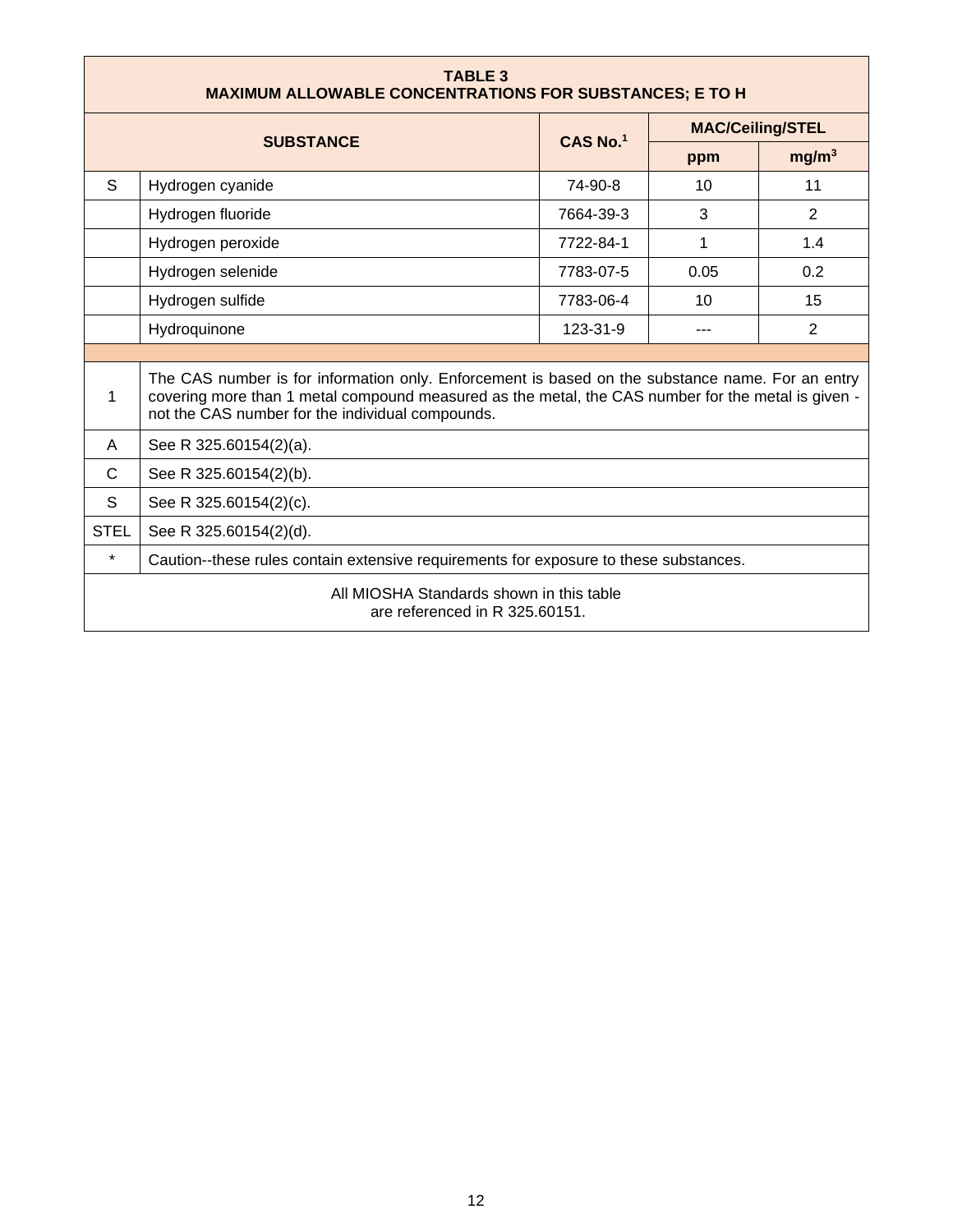**TABLE 3**
**MAXIMUM ALLOWABLE CONCENTRATIONS FOR SUBSTANCES; E TO H**

| | SUBSTANCE | CAS No.[1] | MAC/Ceiling/STEL | |
|---|---|---|---|---|
| | | | ppm | $mg/m^3$ |
| S | Hydrogen cyanide | 74-90-8 | 10 | 11 |
| | Hydrogen fluoride | 7664-39-3 | 3 | 2 |
| | Hydrogen peroxide | 7722-84-1 | 1 | 1.4 |
| | Hydrogen selenide | 7783-07-5 | 0.05 | 0.2 |
| | Hydrogen sulfide | 7783-06-4 | 10 | 15 |
| | Hydroquinone | 123-31-9 | --- | 2 |

| | |
|---|---|
| 1 | The CAS number is for information only. Enforcement is based on the substance name. For an entry covering more than 1 metal compound measured as the metal, the CAS number for the metal is given - not the CAS number for the individual compounds. |
| A | See R 325.60154(2)(a). |
| C | See R 325.60154(2)(b). |
| S | See R 325.60154(2)(c). |
| STEL | See R 325.60154(2)(d). |
| * | Caution--these rules contain extensive requirements for exposure to these substances. |

All MIOSHA Standards shown in this table are referenced in R 325.60151.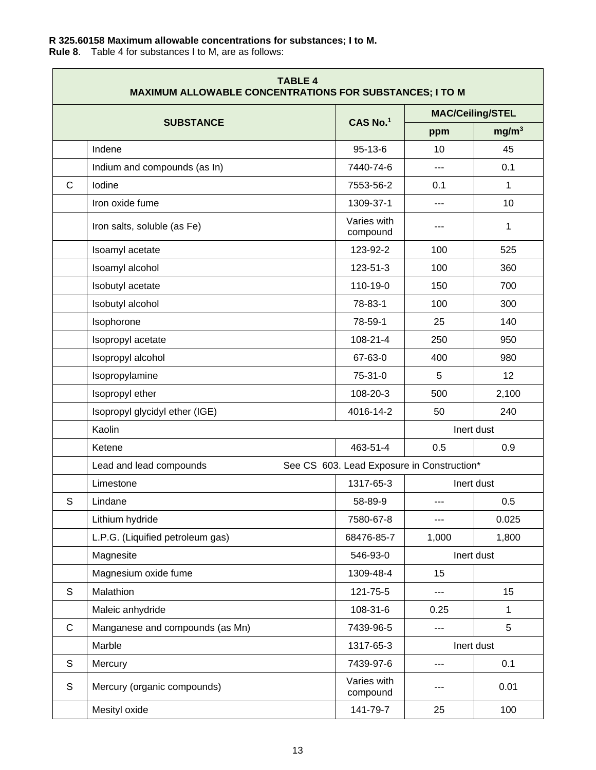**R 325.60158 Maximum allowable concentrations for substances; I to M.**

**Rule 8**. Table 4 for substances I to M, are as follows:

| TABLE 4 MAXIMUM ALLOWABLE CONCENTRATIONS FOR SUBSTANCES; I TO M | | | | |
|---|---|---|---|---|
| | SUBSTANCE | CAS No.[1] | MAC/Ceiling/STEL | |
| | | | ppm | $mg/m^3$ |
| | Indene | 95-13-6 | 10 | 45 |
| | Indium and compounds (as In) | 7440-74-6 | --- | 0.1 |
| C | Iodine | 7553-56-2 | 0.1 | 1 |
| | Iron oxide fume | 1309-37-1 | --- | 10 |
| | Iron salts, soluble (as Fe) | Varies with compound | --- | 1 |
| | Isoamyl acetate | 123-92-2 | 100 | 525 |
| | Isoamyl alcohol | 123-51-3 | 100 | 360 |
| | Isobutyl acetate | 110-19-0 | 150 | 700 |
| | Isobutyl alcohol | 78-83-1 | 100 | 300 |
| | Isophorone | 78-59-1 | 25 | 140 |
| | Isopropyl acetate | 108-21-4 | 250 | 950 |
| | Isopropyl alcohol | 67-63-0 | 400 | 980 |
| | Isopropylamine | 75-31-0 | 5 | 12 |
| | Isopropyl ether | 108-20-3 | 500 | 2,100 |
| | Isopropyl glycidyl ether (IGE) | 4016-14-2 | 50 | 240 |
| | Kaolin | | Inert dust | |
| | Ketene | 463-51-4 | 0.5 | 0.9 |
| | Lead and lead compounds | See CS 603. Lead Exposure in Construction* | | |
| | Limestone | 1317-65-3 | Inert dust | |
| S | Lindane | 58-89-9 | --- | 0.5 |
| | Lithium hydride | 7580-67-8 | --- | 0.025 |
| | L.P.G. (Liquified petroleum gas) | 68476-85-7 | 1,000 | 1,800 |
| | Magnesite | 546-93-0 | Inert dust | |
| | Magnesium oxide fume | 1309-48-4 | 15 | |
| S | Malathion | 121-75-5 | --- | 15 |
| | Maleic anhydride | 108-31-6 | 0.25 | 1 |
| C | Manganese and compounds (as Mn) | 7439-96-5 | --- | 5 |
| | Marble | 1317-65-3 | Inert dust | |
| S | Mercury | 7439-97-6 | --- | 0.1 |
| S | Mercury (organic compounds) | Varies with compound | --- | 0.01 |
| | Mesityl oxide | 141-79-7 | 25 | 100 |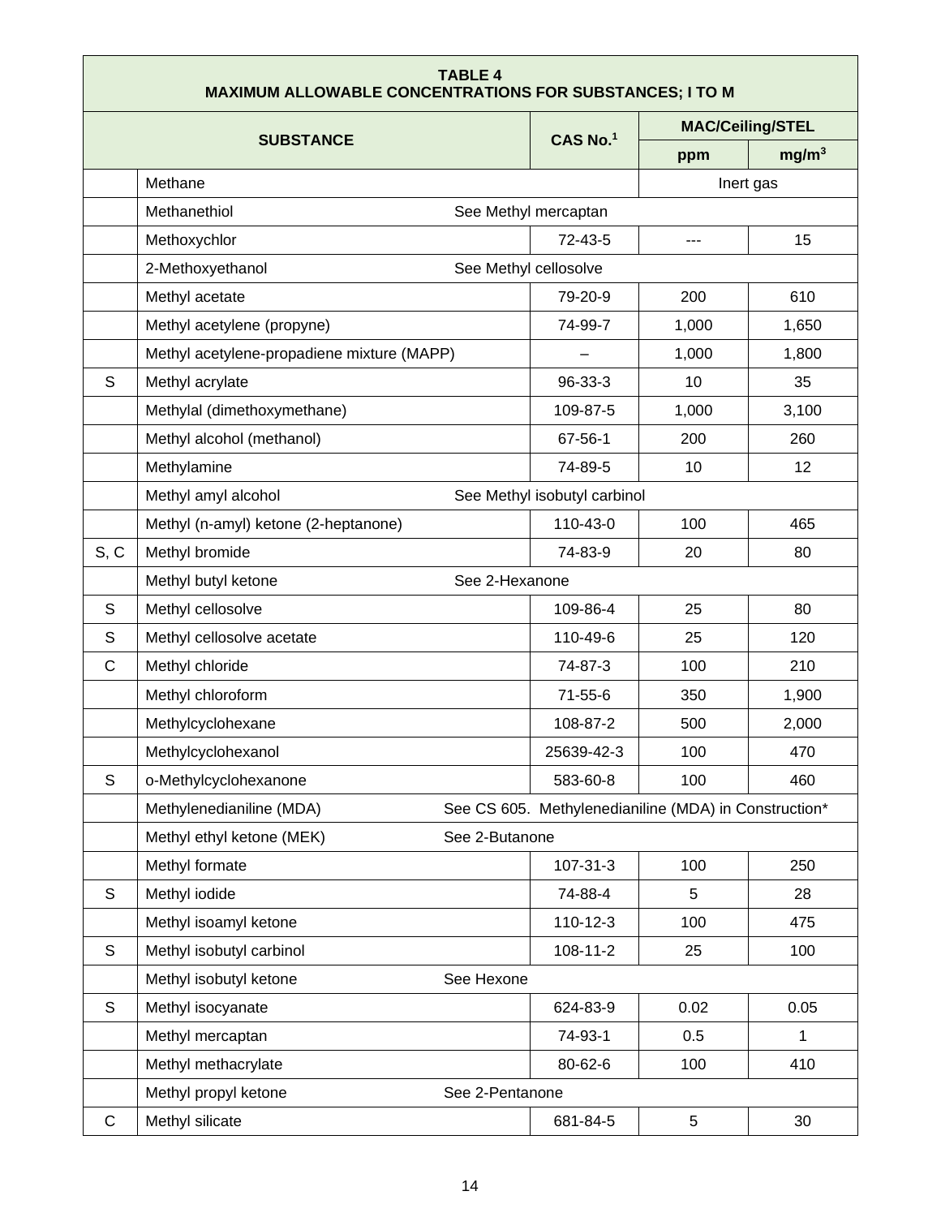| | TABLE 4<br>MAXIMUM ALLOWABLE CONCENTRATIONS FOR SUBSTANCES; I TO M | | | |
|---|---|---|---|---|
| | **SUBSTANCE** | **CAS No.**[1] | **MAC/Ceiling/STEL** | |
| | | | **ppm** | **mg/m$^3$** |
| | Methane | | Inert gas | |
| | Methanethiol See Methyl mercaptan | | | |
| | Methoxychlor | 72-43-5 | --- | 15 |
| | 2-Methoxyethanol See Methyl cellosolve | | | |
| | Methyl acetate | 79-20-9 | 200 | 610 |
| | Methyl acetylene (propyne) | 74-99-7 | 1,000 | 1,650 |
| | Methyl acetylene-propadiene mixture (MAPP) | – | 1,000 | 1,800 |
| S | Methyl acrylate | 96-33-3 | 10 | 35 |
| | Methylal (dimethoxymethane) | 109-87-5 | 1,000 | 3,100 |
| | Methyl alcohol (methanol) | 67-56-1 | 200 | 260 |
| | Methylamine | 74-89-5 | 10 | 12 |
| | Methyl amyl alcohol See Methyl isobutyl carbinol | | | |
| | Methyl (n-amyl) ketone (2-heptanone) | 110-43-0 | 100 | 465 |
| S, C | Methyl bromide | 74-83-9 | 20 | 80 |
| | Methyl butyl ketone See 2-Hexanone | | | |
| S | Methyl cellosolve | 109-86-4 | 25 | 80 |
| S | Methyl cellosolve acetate | 110-49-6 | 25 | 120 |
| C | Methyl chloride | 74-87-3 | 100 | 210 |
| | Methyl chloroform | 71-55-6 | 350 | 1,900 |
| | Methylcyclohexane | 108-87-2 | 500 | 2,000 |
| | Methylcyclohexanol | 25639-42-3 | 100 | 470 |
| S | o-Methylcyclohexanone | 583-60-8 | 100 | 460 |
| | Methylenedianiline (MDA) See CS 605. Methylenedianiline (MDA) in Construction* | | | |
| | Methyl ethyl ketone (MEK) See 2-Butanone | | | |
| | Methyl formate | 107-31-3 | 100 | 250 |
| S | Methyl iodide | 74-88-4 | 5 | 28 |
| | Methyl isoamyl ketone | 110-12-3 | 100 | 475 |
| S | Methyl isobutyl carbinol | 108-11-2 | 25 | 100 |
| | Methyl isobutyl ketone See Hexone | | | |
| S | Methyl isocyanate | 624-83-9 | 0.02 | 0.05 |
| | Methyl mercaptan | 74-93-1 | 0.5 | 1 |
| | Methyl methacrylate | 80-62-6 | 100 | 410 |
| | Methyl propyl ketone See 2-Pentanone | | | |
| C | Methyl silicate | 681-84-5 | 5 | 30 |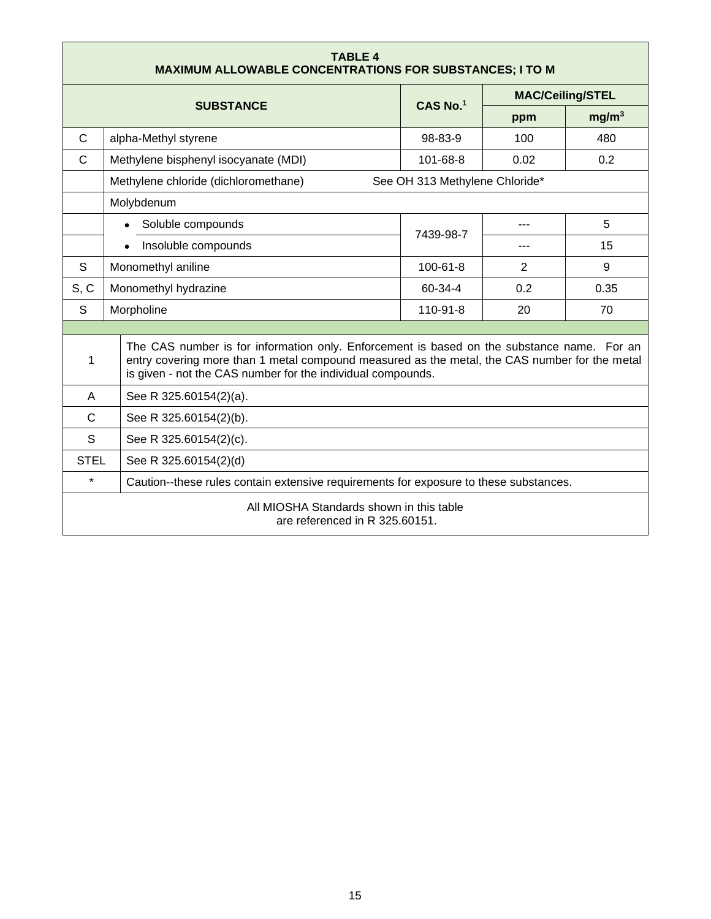| | TABLE 4<br>MAXIMUM ALLOWABLE CONCENTRATIONS FOR SUBSTANCES; I TO M | | | |
|---|---|---|---|---|
| | **SUBSTANCE** | **CAS No.**[1] | **MAC/Ceiling/STEL** | |
| | | | **ppm** | **mg/m³** |
| C | alpha-Methyl styrene | 98-83-9 | 100 | 480 |
| C | Methylene bisphenyl isocyanate (MDI) | 101-68-8 | 0.02 | 0.2 |
| | Methylene chloride (dichloromethane) | See OH 313 Methylene Chloride* | | |
| | Molybdenum | | | |
| | • Soluble compounds | 7439-98-7 | --- | 5 |
| | • Insoluble compounds | 7439-98-7 | --- | 15 |
| S | Monomethyl aniline | 100-61-8 | 2 | 9 |
| S, C | Monomethyl hydrazine | 60-34-4 | 0.2 | 0.35 |
| S | Morpholine | 110-91-8 | 20 | 70 |

| | |
|---|---|
| 1 | The CAS number is for information only. Enforcement is based on the substance name. For an entry covering more than 1 metal compound measured as the metal, the CAS number for the metal is given - not the CAS number for the individual compounds. |
| A | See R 325.60154(2)(a). |
| C | See R 325.60154(2)(b). |
| S | See R 325.60154(2)(c). |
| STEL | See R 325.60154(2)(d) |
| * | Caution--these rules contain extensive requirements for exposure to these substances. |

All MIOSHA Standards shown in this table are referenced in R 325.60151.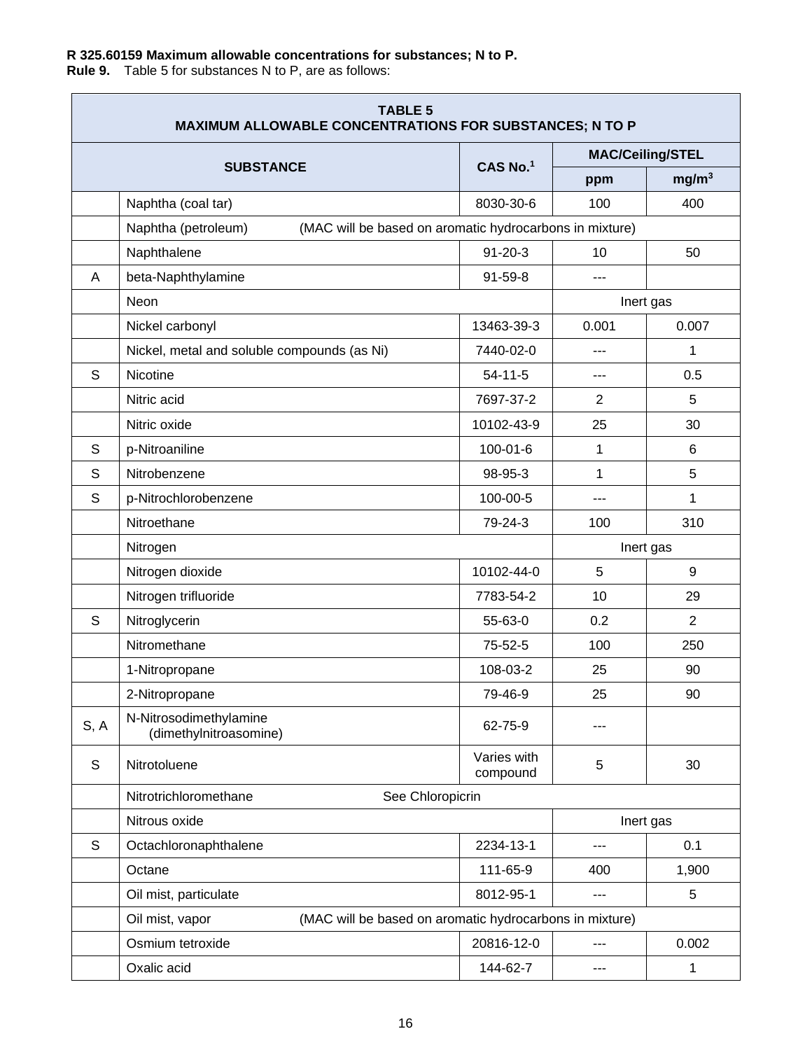**R 325.60159 Maximum allowable concentrations for substances; N to P.**
**Rule 9.** Table 5 for substances N to P, are as follows:

| TABLE 5<br>MAXIMUM ALLOWABLE CONCENTRATIONS FOR SUBSTANCES; N TO P | | | | |
|---|---|---|---|---|
| SUBSTANCE | | CAS No.[1] | MAC/Ceiling/STEL | |
| | | | ppm | mg/m³ |
| | Naphtha (coal tar) | 8030-30-6 | 100 | 400 |
| | Naphtha (petroleum) (MAC will be based on aromatic hydrocarbons in mixture) | | | |
| | Naphthalene | 91-20-3 | 10 | 50 |
| A | beta-Naphthylamine | 91-59-8 | --- | |
| | Neon | | Inert gas | |
| | Nickel carbonyl | 13463-39-3 | 0.001 | 0.007 |
| | Nickel, metal and soluble compounds (as Ni) | 7440-02-0 | --- | 1 |
| S | Nicotine | 54-11-5 | --- | 0.5 |
| | Nitric acid | 7697-37-2 | 2 | 5 |
| | Nitric oxide | 10102-43-9 | 25 | 30 |
| S | p-Nitroaniline | 100-01-6 | 1 | 6 |
| S | Nitrobenzene | 98-95-3 | 1 | 5 |
| S | p-Nitrochlorobenzene | 100-00-5 | --- | 1 |
| | Nitroethane | 79-24-3 | 100 | 310 |
| | Nitrogen | | Inert gas | |
| | Nitrogen dioxide | 10102-44-0 | 5 | 9 |
| | Nitrogen trifluoride | 7783-54-2 | 10 | 29 |
| S | Nitroglycerin | 55-63-0 | 0.2 | 2 |
| | Nitromethane | 75-52-5 | 100 | 250 |
| | 1-Nitropropane | 108-03-2 | 25 | 90 |
| | 2-Nitropropane | 79-46-9 | 25 | 90 |
| S, A | N-Nitrosodimethylamine (dimethylnitroasomine) | 62-75-9 | --- | |
| S | Nitrotoluene | Varies with compound | 5 | 30 |
| | Nitrotrichloromethane See Chloropicrin | | | |
| | Nitrous oxide | | Inert gas | |
| S | Octachloronaphthalene | 2234-13-1 | --- | 0.1 |
| | Octane | 111-65-9 | 400 | 1,900 |
| | Oil mist, particulate | 8012-95-1 | --- | 5 |
| | Oil mist, vapor (MAC will be based on aromatic hydrocarbons in mixture) | | | |
| | Osmium tetroxide | 20816-12-0 | --- | 0.002 |
| | Oxalic acid | 144-62-7 | --- | 1 |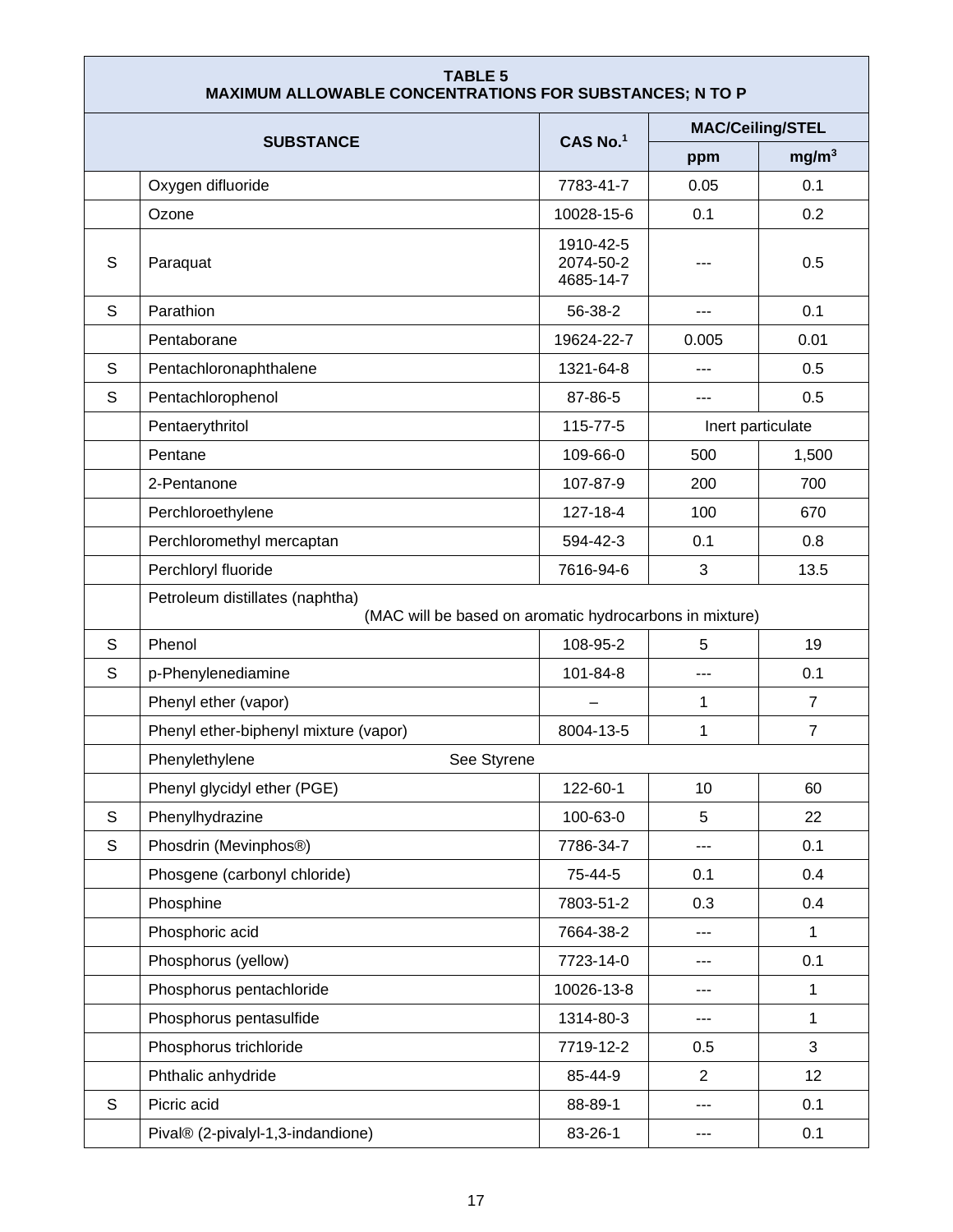| TABLE 5<br>MAXIMUM ALLOWABLE CONCENTRATIONS FOR SUBSTANCES; N TO P | | | | |
|---|---|---|---|---|
| SUBSTANCE | | CAS No.[1] | MAC/Ceiling/STEL | |
| | | | ppm | $mg/m^3$ |
| | Oxygen difluoride | 7783-41-7 | 0.05 | 0.1 |
| | Ozone | 10028-15-6 | 0.1 | 0.2 |
| S | Paraquat | 1910-42-5<br>2074-50-2<br>4685-14-7 | --- | 0.5 |
| S | Parathion | 56-38-2 | --- | 0.1 |
| | Pentaborane | 19624-22-7 | 0.005 | 0.01 |
| S | Pentachloronaphthalene | 1321-64-8 | --- | 0.5 |
| S | Pentachlorophenol | 87-86-5 | --- | 0.5 |
| | Pentaerythritol | 115-77-5 | Inert particulate | |
| | Pentane | 109-66-0 | 500 | 1,500 |
| | 2-Pentanone | 107-87-9 | 200 | 700 |
| | Perchloroethylene | 127-18-4 | 100 | 670 |
| | Perchloromethyl mercaptan | 594-42-3 | 0.1 | 0.8 |
| | Perchloryl fluoride | 7616-94-6 | 3 | 13.5 |
| | Petroleum distillates (naphtha)<br>(MAC will be based on aromatic hydrocarbons in mixture) | | | |
| S | Phenol | 108-95-2 | 5 | 19 |
| S | p-Phenylenediamine | 101-84-8 | --- | 0.1 |
| | Phenyl ether (vapor) | – | 1 | 7 |
| | Phenyl ether-biphenyl mixture (vapor) | 8004-13-5 | 1 | 7 |
| | Phenylethylene See Styrene | | | |
| | Phenyl glycidyl ether (PGE) | 122-60-1 | 10 | 60 |
| S | Phenylhydrazine | 100-63-0 | 5 | 22 |
| S | Phosdrin (Mevinphos®) | 7786-34-7 | --- | 0.1 |
| | Phosgene (carbonyl chloride) | 75-44-5 | 0.1 | 0.4 |
| | Phosphine | 7803-51-2 | 0.3 | 0.4 |
| | Phosphoric acid | 7664-38-2 | --- | 1 |
| | Phosphorus (yellow) | 7723-14-0 | --- | 0.1 |
| | Phosphorus pentachloride | 10026-13-8 | --- | 1 |
| | Phosphorus pentasulfide | 1314-80-3 | --- | 1 |
| | Phosphorus trichloride | 7719-12-2 | 0.5 | 3 |
| | Phthalic anhydride | 85-44-9 | 2 | 12 |
| S | Picric acid | 88-89-1 | --- | 0.1 |
| | Pival® (2-pivalyl-1,3-indandione) | 83-26-1 | --- | 0.1 |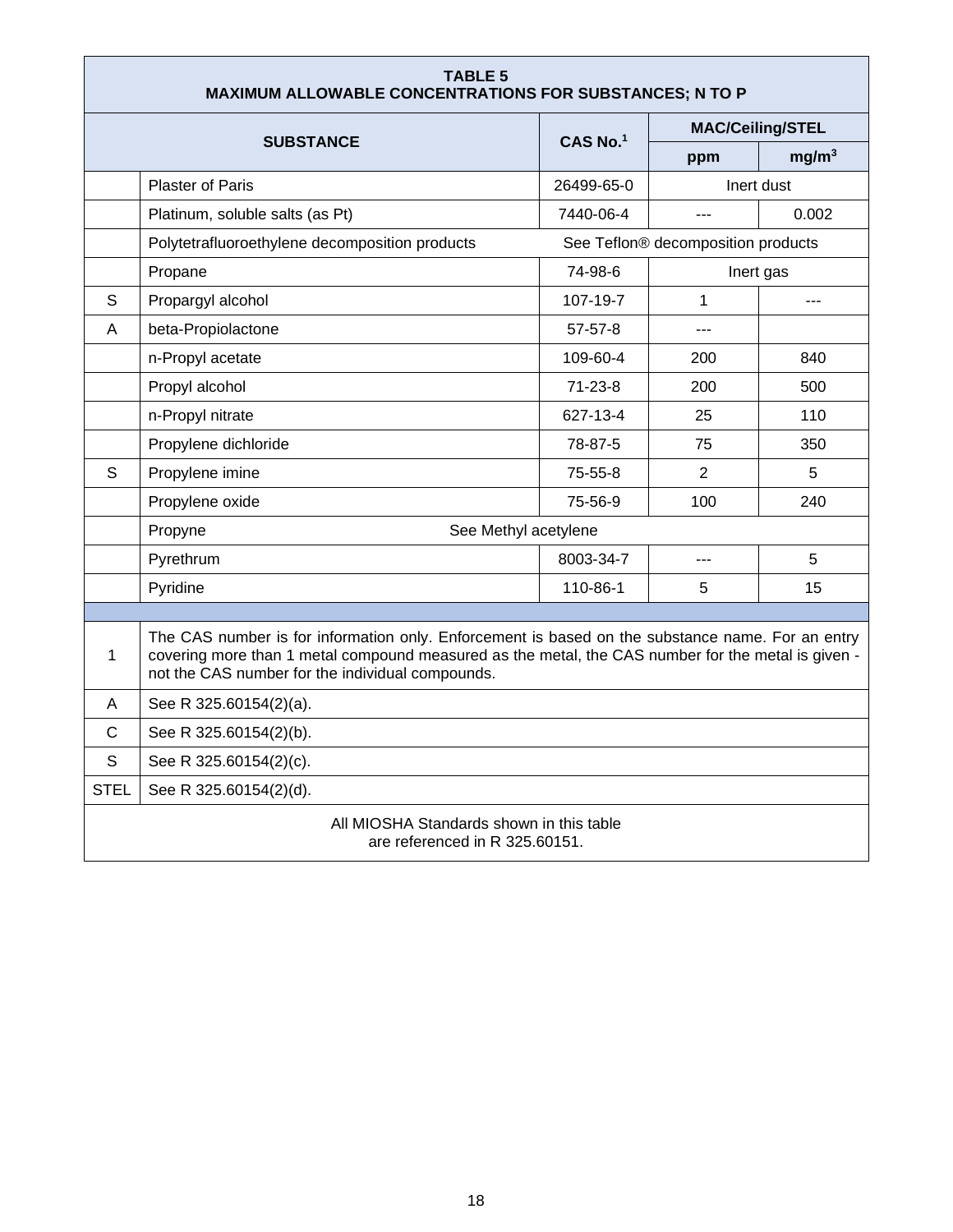| TABLE 5<br>MAXIMUM ALLOWABLE CONCENTRATIONS FOR SUBSTANCES; N TO P | | | | |
|---|---|---|---|---|
| SUBSTANCE | | CAS No.[1] | MAC/Ceiling/STEL | |
| | | | ppm | mg/m³ |
| | Plaster of Paris | 26499-65-0 | Inert dust | |
| | Platinum, soluble salts (as Pt) | 7440-06-4 | --- | 0.002 |
| | Polytetrafluoroethylene decomposition products | See Teflon® decomposition products | | |
| | Propane | 74-98-6 | Inert gas | |
| S | Propargyl alcohol | 107-19-7 | 1 | --- |
| A | beta-Propiolactone | 57-57-8 | --- | |
| | n-Propyl acetate | 109-60-4 | 200 | 840 |
| | Propyl alcohol | 71-23-8 | 200 | 500 |
| | n-Propyl nitrate | 627-13-4 | 25 | 110 |
| | Propylene dichloride | 78-87-5 | 75 | 350 |
| S | Propylene imine | 75-55-8 | 2 | 5 |
| | Propylene oxide | 75-56-9 | 100 | 240 |
| | Propyne See Methyl acetylene | | | |
| | Pyrethrum | 8003-34-7 | --- | 5 |
| | Pyridine | 110-86-1 | 5 | 15 |
| 1 | The CAS number is for information only. Enforcement is based on the substance name. For an entry covering more than 1 metal compound measured as the metal, the CAS number for the metal is given - not the CAS number for the individual compounds. | | | |
| A | See R 325.60154(2)(a). | | | |
| C | See R 325.60154(2)(b). | | | |
| S | See R 325.60154(2)(c). | | | |
| STEL | See R 325.60154(2)(d). | | | |
| All MIOSHA Standards shown in this table are referenced in R 325.60151. | | | | |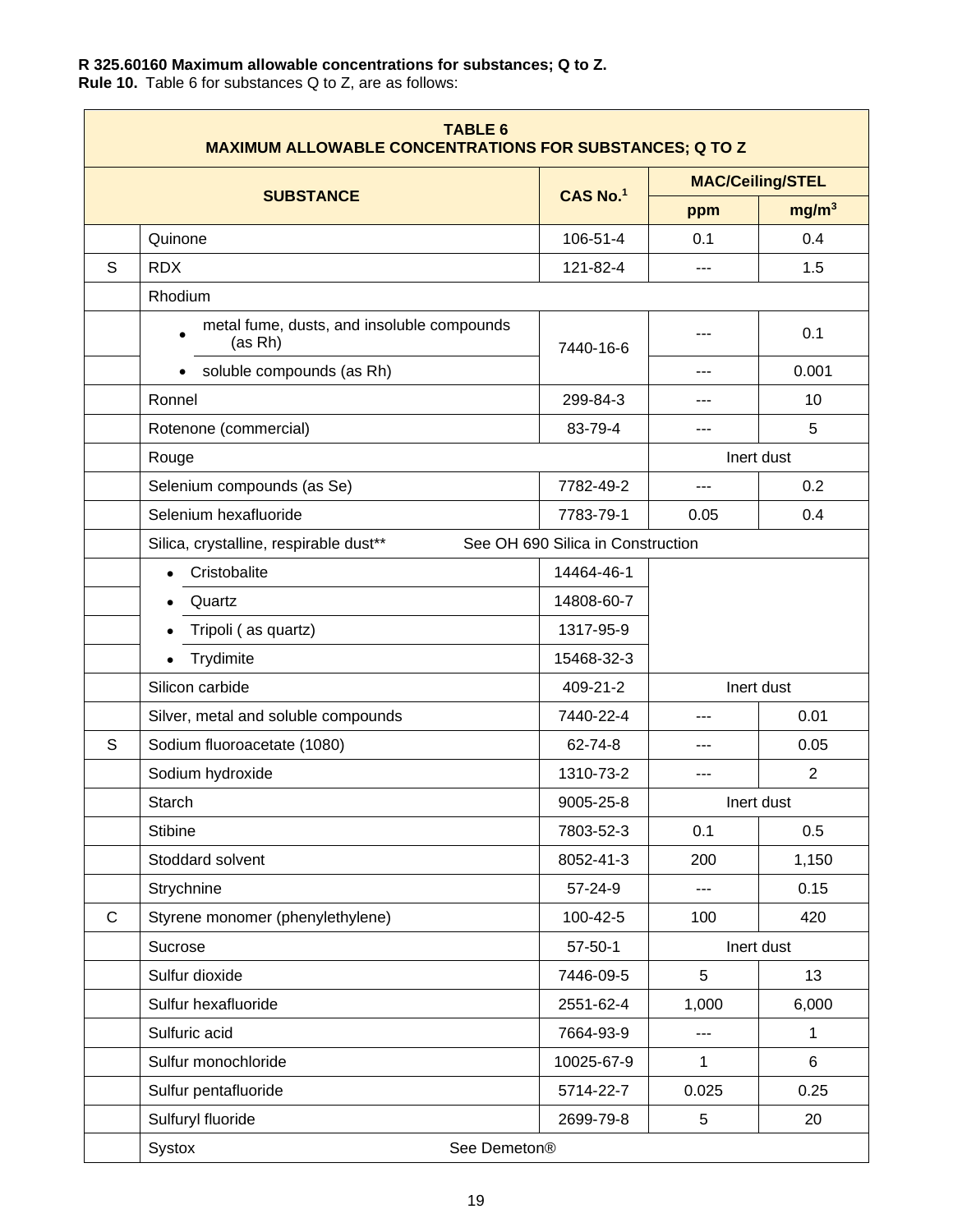**R 325.60160 Maximum allowable concentrations for substances; Q to Z.**
**Rule 10.** Table 6 for substances Q to Z, are as follows:

**TABLE 6**
**MAXIMUM ALLOWABLE CONCENTRATIONS FOR SUBSTANCES; Q TO Z**

| | SUBSTANCE | CAS No.[1] | MAC/Ceiling/STEL ppm | MAC/Ceiling/STEL mg/m$^3$ |
|---|---|---|---|---|
| | Quinone | 106-51-4 | 0.1 | 0.4 |
| S | RDX | 121-82-4 | --- | 1.5 |
| | Rhodium | | | |
| | • metal fume, dusts, and insoluble compounds (as Rh) | 7440-16-6 | --- | 0.1 |
| | • soluble compounds (as Rh) | 7440-16-6 | --- | 0.001 |
| | Ronnel | 299-84-3 | --- | 10 |
| | Rotenone (commercial) | 83-79-4 | --- | 5 |
| | Rouge | | Inert dust | |
| | Selenium compounds (as Se) | 7782-49-2 | --- | 0.2 |
| | Selenium hexafluoride | 7783-79-1 | 0.05 | 0.4 |
| | Silica, crystalline, respirable dust** | See OH 690 Silica in Construction | | |
| | • Cristobalite | 14464-46-1 | | |
| | • Quartz | 14808-60-7 | | |
| | • Tripoli ( as quartz) | 1317-95-9 | | |
| | • Trydimite | 15468-32-3 | | |
| | Silicon carbide | 409-21-2 | Inert dust | |
| | Silver, metal and soluble compounds | 7440-22-4 | --- | 0.01 |
| S | Sodium fluoroacetate (1080) | 62-74-8 | --- | 0.05 |
| | Sodium hydroxide | 1310-73-2 | --- | 2 |
| | Starch | 9005-25-8 | Inert dust | |
| | Stibine | 7803-52-3 | 0.1 | 0.5 |
| | Stoddard solvent | 8052-41-3 | 200 | 1,150 |
| | Strychnine | 57-24-9 | --- | 0.15 |
| C | Styrene monomer (phenylethylene) | 100-42-5 | 100 | 420 |
| | Sucrose | 57-50-1 | Inert dust | |
| | Sulfur dioxide | 7446-09-5 | 5 | 13 |
| | Sulfur hexafluoride | 2551-62-4 | 1,000 | 6,000 |
| | Sulfuric acid | 7664-93-9 | --- | 1 |
| | Sulfur monochloride | 10025-67-9 | 1 | 6 |
| | Sulfur pentafluoride | 5714-22-7 | 0.025 | 0.25 |
| | Sulfuryl fluoride | 2699-79-8 | 5 | 20 |
| | Systox | See Demeton® | | |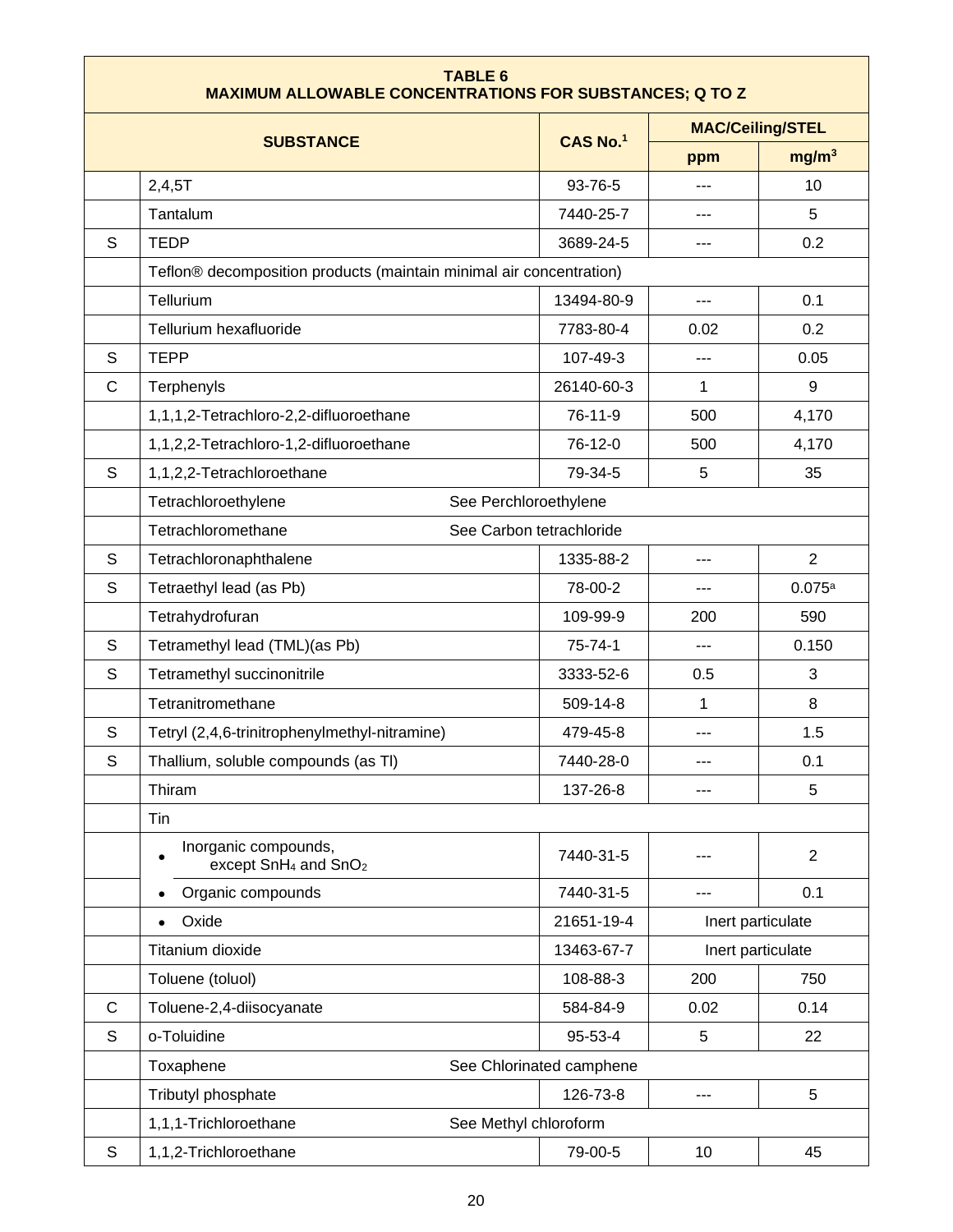**TABLE 6**
**MAXIMUM ALLOWABLE CONCENTRATIONS FOR SUBSTANCES; Q TO Z**

| | SUBSTANCE | CAS No.[1] | MAC/Ceiling/STEL | |
|---|---|---|---|---|
| | | | ppm | mg/m[3] |
| | 2,4,5T | 93-76-5 | --- | 10 |
| | Tantalum | 7440-25-7 | --- | 5 |
| S | TEDP | 3689-24-5 | --- | 0.2 |
| | Teflon® decomposition products (maintain minimal air concentration) | | | |
| | Tellurium | 13494-80-9 | --- | 0.1 |
| | Tellurium hexafluoride | 7783-80-4 | 0.02 | 0.2 |
| S | TEPP | 107-49-3 | --- | 0.05 |
| C | Terphenyls | 26140-60-3 | 1 | 9 |
| | 1,1,1,2-Tetrachloro-2,2-difluoroethane | 76-11-9 | 500 | 4,170 |
| | 1,1,2,2-Tetrachloro-1,2-difluoroethane | 76-12-0 | 500 | 4,170 |
| S | 1,1,2,2-Tetrachloroethane | 79-34-5 | 5 | 35 |
| | Tetrachloroethylene — See Perchloroethylene | | | |
| | Tetrachloromethane — See Carbon tetrachloride | | | |
| S | Tetrachloronaphthalene | 1335-88-2 | --- | 2 |
| S | Tetraethyl lead (as Pb) | 78-00-2 | --- | 0.075[a] |
| | Tetrahydrofuran | 109-99-9 | 200 | 590 |
| S | Tetramethyl lead (TML)(as Pb) | 75-74-1 | --- | 0.150 |
| S | Tetramethyl succinonitrile | 3333-52-6 | 0.5 | 3 |
| | Tetranitromethane | 509-14-8 | 1 | 8 |
| S | Tetryl (2,4,6-trinitrophenylmethyl-nitramine) | 479-45-8 | --- | 1.5 |
| S | Thallium, soluble compounds (as Tl) | 7440-28-0 | --- | 0.1 |
| | Thiram | 137-26-8 | --- | 5 |
| | Tin | | | |
| | • Inorganic compounds, except $SnH_4$ and $SnO_2$ | 7440-31-5 | --- | 2 |
| | • Organic compounds | 7440-31-5 | --- | 0.1 |
| | • Oxide | 21651-19-4 | Inert particulate | |
| | Titanium dioxide | 13463-67-7 | Inert particulate | |
| | Toluene (toluol) | 108-88-3 | 200 | 750 |
| C | Toluene-2,4-diisocyanate | 584-84-9 | 0.02 | 0.14 |
| S | o-Toluidine | 95-53-4 | 5 | 22 |
| | Toxaphene — See Chlorinated camphene | | | |
| | Tributyl phosphate | 126-73-8 | --- | 5 |
| | 1,1,1-Trichloroethane — See Methyl chloroform | | | |
| S | 1,1,2-Trichloroethane | 79-00-5 | 10 | 45 |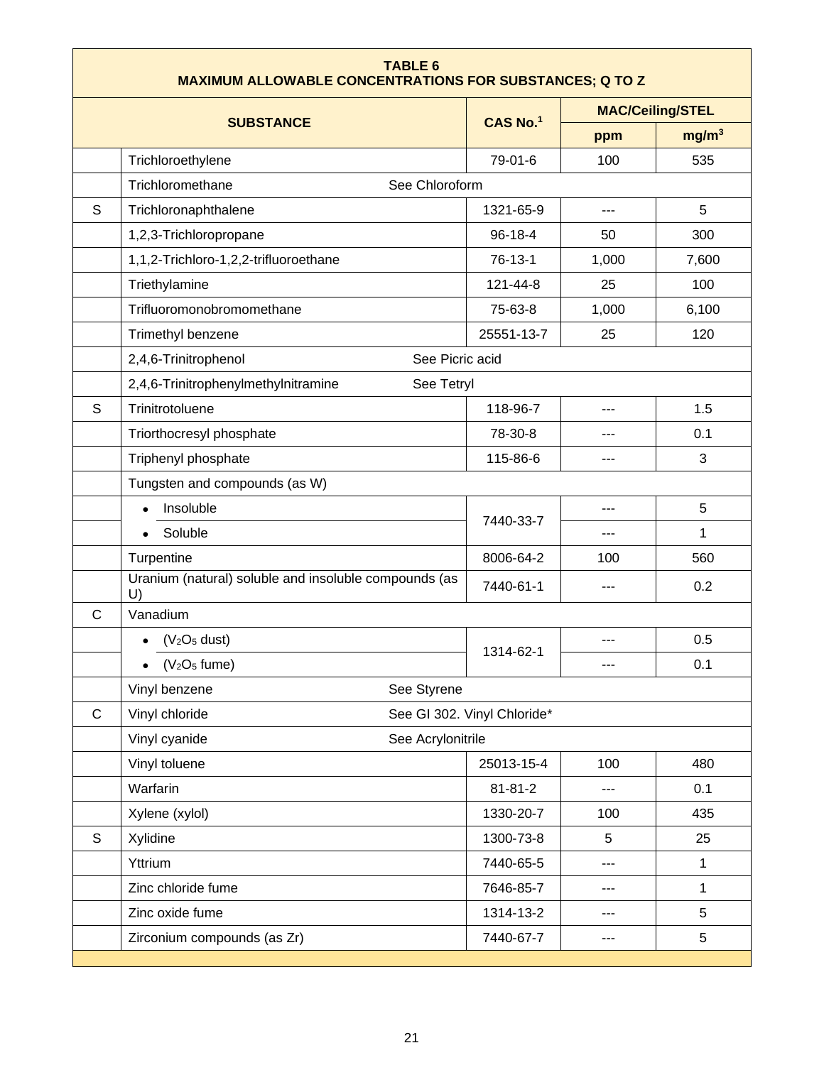**TABLE 6**
**MAXIMUM ALLOWABLE CONCENTRATIONS FOR SUBSTANCES; Q TO Z**

| | SUBSTANCE | CAS No.[1] | MAC/Ceiling/STEL | |
|---|---|---|---|---|
| | | | ppm | mg/m³ |
| | Trichloroethylene | 79-01-6 | 100 | 535 |
| | Trichloromethane | See Chloroform | | |
| S | Trichloronaphthalene | 1321-65-9 | --- | 5 |
| | 1,2,3-Trichloropropane | 96-18-4 | 50 | 300 |
| | 1,1,2-Trichloro-1,2,2-trifluoroethane | 76-13-1 | 1,000 | 7,600 |
| | Triethylamine | 121-44-8 | 25 | 100 |
| | Trifluoromonobromomethane | 75-63-8 | 1,000 | 6,100 |
| | Trimethyl benzene | 25551-13-7 | 25 | 120 |
| | 2,4,6-Trinitrophenol | See Picric acid | | |
| | 2,4,6-Trinitrophenylmethylnitramine | See Tetryl | | |
| S | Trinitrotoluene | 118-96-7 | --- | 1.5 |
| | Triorthocresyl phosphate | 78-30-8 | --- | 0.1 |
| | Triphenyl phosphate | 115-86-6 | --- | 3 |
| | Tungsten and compounds (as W) | | | |
| | • Insoluble | 7440-33-7 | --- | 5 |
| | • Soluble | | --- | 1 |
| | Turpentine | 8006-64-2 | 100 | 560 |
| | Uranium (natural) soluble and insoluble compounds (as U) | 7440-61-1 | --- | 0.2 |
| C | Vanadium | | | |
| | • ($V_2O_5$ dust) | 1314-62-1 | --- | 0.5 |
| | • ($V_2O_5$ fume) | | --- | 0.1 |
| | Vinyl benzene | See Styrene | | |
| C | Vinyl chloride | See GI 302. Vinyl Chloride* | | |
| | Vinyl cyanide | See Acrylonitrile | | |
| | Vinyl toluene | 25013-15-4 | 100 | 480 |
| | Warfarin | 81-81-2 | --- | 0.1 |
| | Xylene (xylol) | 1330-20-7 | 100 | 435 |
| S | Xylidine | 1300-73-8 | 5 | 25 |
| | Yttrium | 7440-65-5 | --- | 1 |
| | Zinc chloride fume | 7646-85-7 | --- | 1 |
| | Zinc oxide fume | 1314-13-2 | --- | 5 |
| | Zirconium compounds (as Zr) | 7440-67-7 | --- | 5 |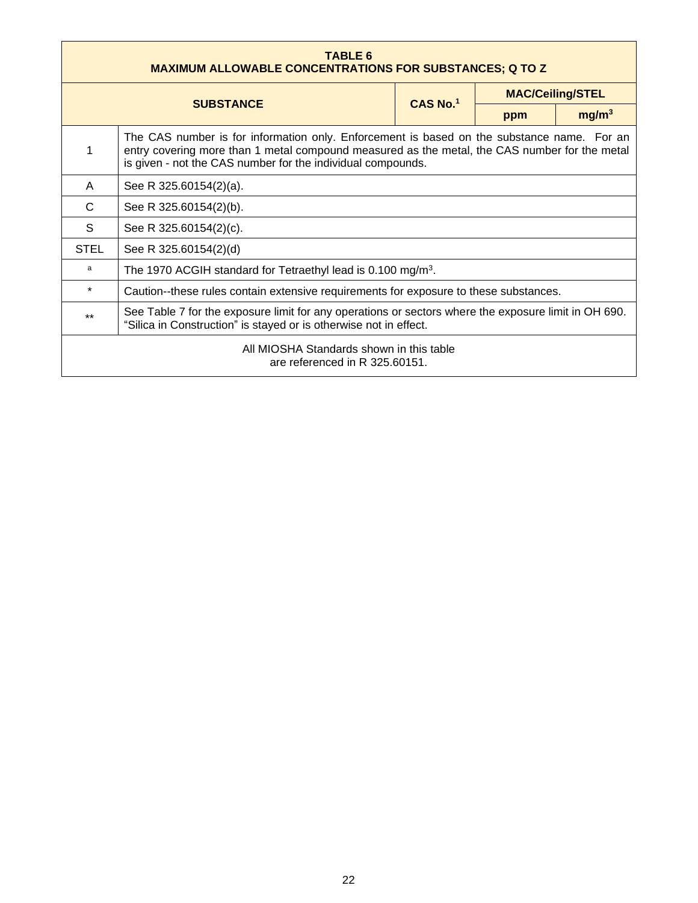| TABLE 6<br>MAXIMUM ALLOWABLE CONCENTRATIONS FOR SUBSTANCES; Q TO Z | | | | |
|---|---|---|---|---|
| SUBSTANCE | | CAS No.[1] | MAC/Ceiling/STEL | |
| | | | ppm | $mg/m^3$ |
| 1 | The CAS number is for information only. Enforcement is based on the substance name. For an entry covering more than 1 metal compound measured as the metal, the CAS number for the metal is given - not the CAS number for the individual compounds. | | | |
| A | See R 325.60154(2)(a). | | | |
| C | See R 325.60154(2)(b). | | | |
| S | See R 325.60154(2)(c). | | | |
| STEL | See R 325.60154(2)(d) | | | |
| a | The 1970 ACGIH standard for Tetraethyl lead is 0.100 $mg/m^3$. | | | |
| * | Caution--these rules contain extensive requirements for exposure to these substances. | | | |
| ** | See Table 7 for the exposure limit for any operations or sectors where the exposure limit in OH 690. "Silica in Construction" is stayed or is otherwise not in effect. | | | |
| All MIOSHA Standards shown in this table are referenced in R 325.60151. | | | | |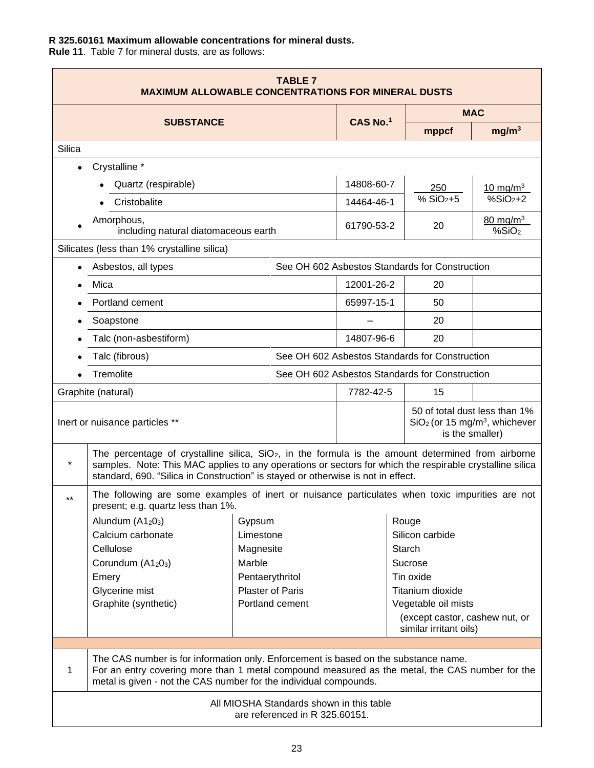**R 325.60161 Maximum allowable concentrations for mineral dusts.**
**Rule 11**. Table 7 for mineral dusts, are as follows:

**TABLE 7**
**MAXIMUM ALLOWABLE CONCENTRATIONS FOR MINERAL DUSTS**

| SUBSTANCE | CAS No.[1] | MAC | |
|---|---|---|---|
| | | mppcf | mg/m³ |
| Silica | | | |
| • Crystalline * | | | |
| • Quartz (respirable) | 14808-60-7 | $\frac{250}{\% SiO_2+5}$ | $\frac{10\ mg/m^3}{\%SiO_2+2}$ |
| • Cristobalite | 14464-46-1 | $\frac{250}{\% SiO_2+5}$ | $\frac{10\ mg/m^3}{\%SiO_2+2}$ |
| • Amorphous, including natural diatomaceous earth | 61790-53-2 | 20 | $\frac{80\ mg/m^3}{\%SiO_2}$ |
| Silicates (less than 1% crystalline silica) | | | |
| • Asbestos, all types | See OH 602 Asbestos Standards for Construction | | |
| • Mica | 12001-26-2 | 20 | |
| • Portland cement | 65997-15-1 | 50 | |
| • Soapstone | – | 20 | |
| • Talc (non-asbestiform) | 14807-96-6 | 20 | |
| • Talc (fibrous) | See OH 602 Asbestos Standards for Construction | | |
| • Tremolite | See OH 602 Asbestos Standards for Construction | | |
| Graphite (natural) | 7782-42-5 | 15 | |
| Inert or nuisance particles ** | | 50 of total dust less than 1% $SiO_2$ (or 15 mg/m³, whichever is the smaller) | |

\* The percentage of crystalline silica, $SiO_2$, in the formula is the amount determined from airborne samples. Note: This MAC applies to any operations or sectors for which the respirable crystalline silica standard, 690. "Silica in Construction" is stayed or otherwise is not in effect.

\*\* The following are some examples of inert or nuisance particulates when toxic impurities are not present; e.g. quartz less than 1%.

| | | |
|---|---|---|
| Alundum ($Al_2O_3$) | Gypsum | Rouge |
| Calcium carbonate | Limestone | Silicon carbide |
| Cellulose | Magnesite | Starch |
| Corundum ($Al_2O_3$) | Marble | Sucrose |
| Emery | Pentaerythritol | Tin oxide |
| Glycerine mist | Plaster of Paris | Titanium dioxide |
| Graphite (synthetic) | Portland cement | Vegetable oil mists (except castor, cashew nut, or similar irritant oils) |

1 The CAS number is for information only. Enforcement is based on the substance name. For an entry covering more than 1 metal compound measured as the metal, the CAS number for the metal is given - not the CAS number for the individual compounds.

All MIOSHA Standards shown in this table are referenced in R 325.60151.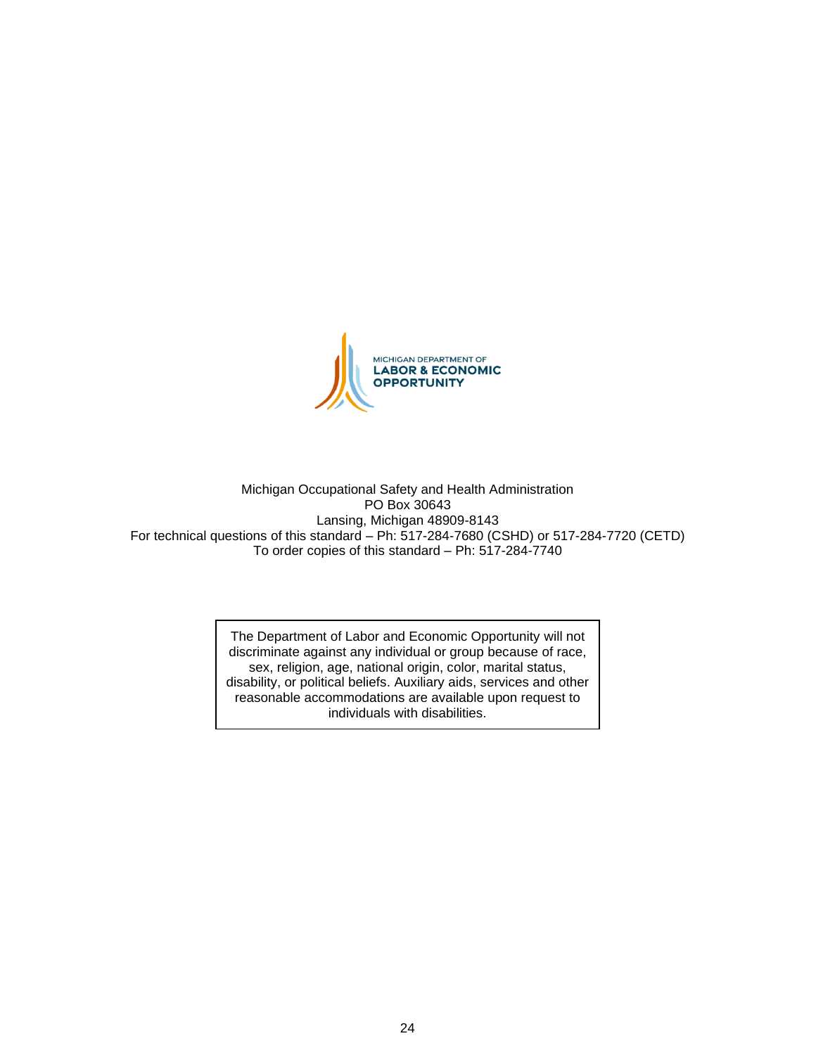MICHIGAN DEPARTMENT OF
LABOR & ECONOMIC
OPPORTUNITY

Michigan Occupational Safety and Health Administration
PO Box 30643
Lansing, Michigan 48909-8143
For technical questions of this standard – Ph: 517-284-7680 (CSHD) or 517-284-7720 (CETD)
To order copies of this standard – Ph: 517-284-7740

The Department of Labor and Economic Opportunity will not discriminate against any individual or group because of race, sex, religion, age, national origin, color, marital status, disability, or political beliefs. Auxiliary aids, services and other reasonable accommodations are available upon request to individuals with disabilities.